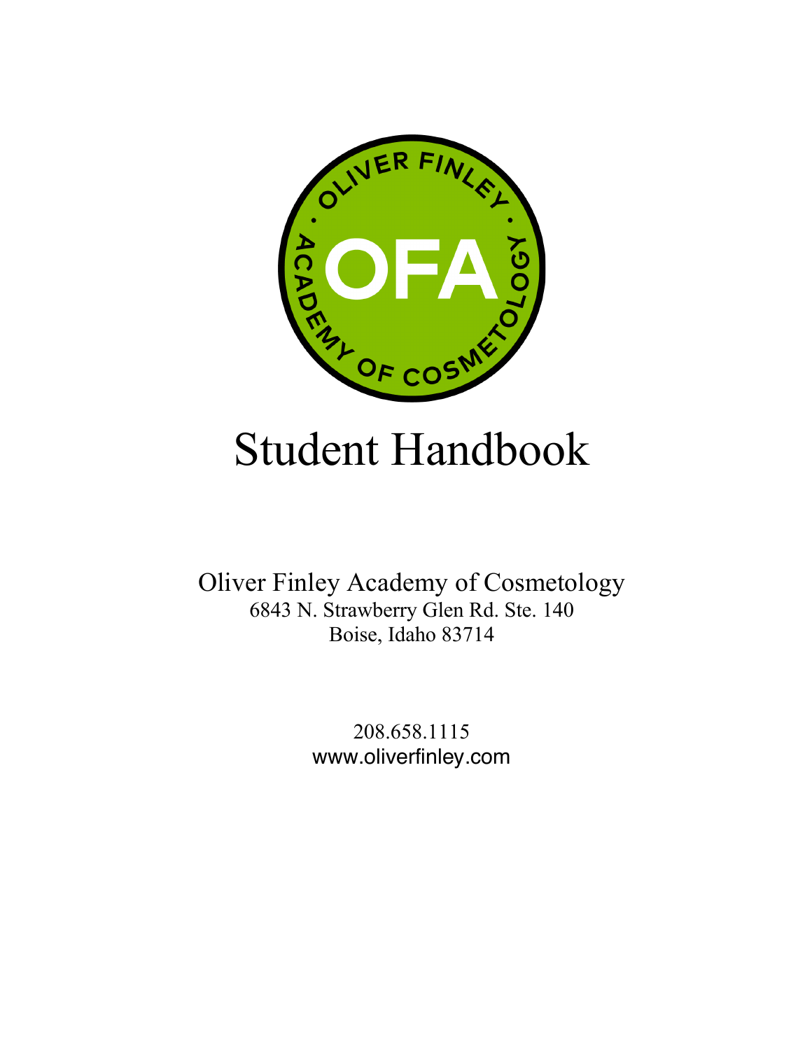# Student Handbook

Oliver Finley Academy of Cosmetology
6843 N. Strawberry Glen Rd. Ste. 140
Boise, Idaho 83714

208.658.1115
www.oliverfinley.com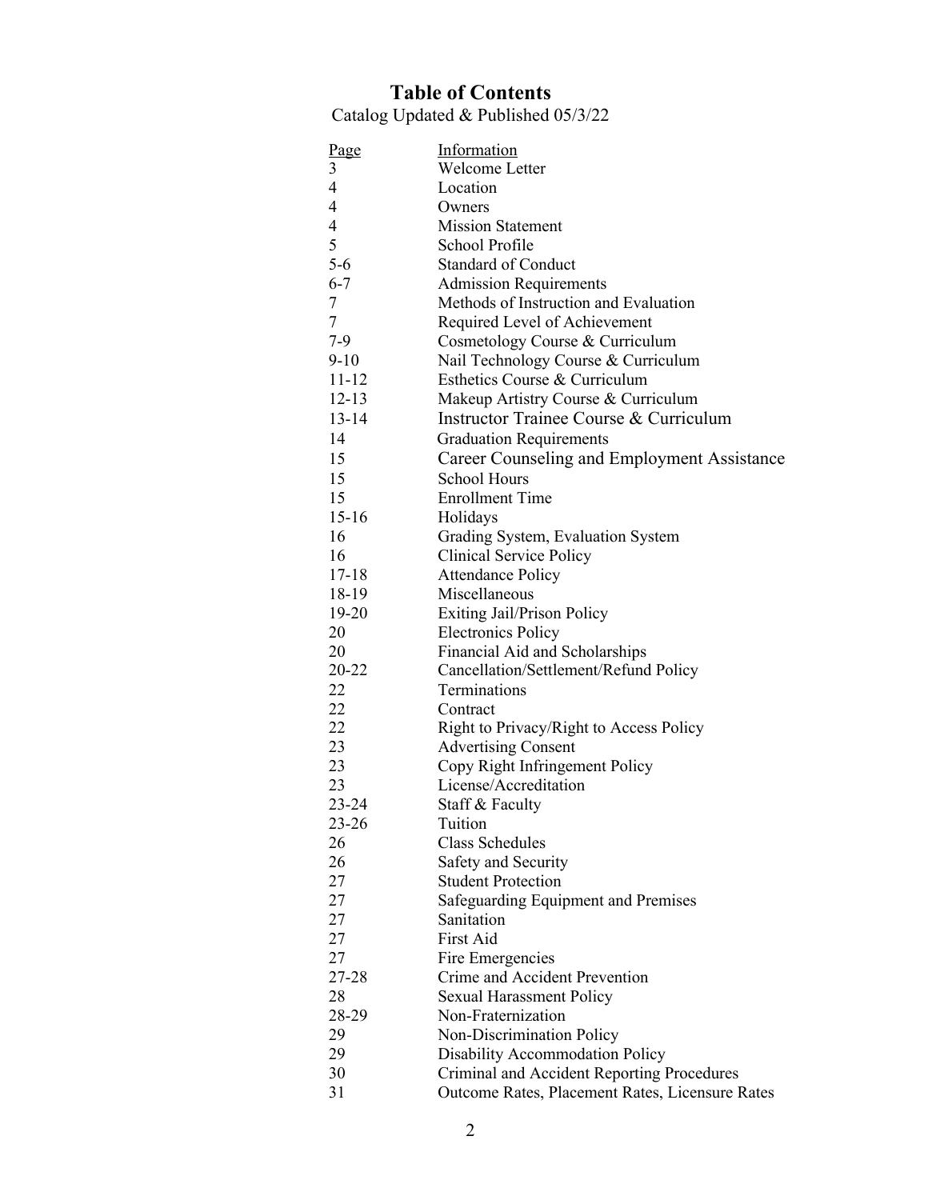# Table of Contents

Catalog Updated & Published 05/3/22

| Page | Information |
|---|---|
| 3 | Welcome Letter |
| 4 | Location |
| 4 | Owners |
| 4 | Mission Statement |
| 5 | School Profile |
| 5-6 | Standard of Conduct |
| 6-7 | Admission Requirements |
| 7 | Methods of Instruction and Evaluation |
| 7 | Required Level of Achievement |
| 7-9 | Cosmetology Course & Curriculum |
| 9-10 | Nail Technology Course & Curriculum |
| 11-12 | Esthetics Course & Curriculum |
| 12-13 | Makeup Artistry Course & Curriculum |
| 13-14 | Instructor Trainee Course & Curriculum |
| 14 | Graduation Requirements |
| 15 | Career Counseling and Employment Assistance |
| 15 | School Hours |
| 15 | Enrollment Time |
| 15-16 | Holidays |
| 16 | Grading System, Evaluation System |
| 16 | Clinical Service Policy |
| 17-18 | Attendance Policy |
| 18-19 | Miscellaneous |
| 19-20 | Exiting Jail/Prison Policy |
| 20 | Electronics Policy |
| 20 | Financial Aid and Scholarships |
| 20-22 | Cancellation/Settlement/Refund Policy |
| 22 | Terminations |
| 22 | Contract |
| 22 | Right to Privacy/Right to Access Policy |
| 23 | Advertising Consent |
| 23 | Copy Right Infringement Policy |
| 23 | License/Accreditation |
| 23-24 | Staff & Faculty |
| 23-26 | Tuition |
| 26 | Class Schedules |
| 26 | Safety and Security |
| 27 | Student Protection |
| 27 | Safeguarding Equipment and Premises |
| 27 | Sanitation |
| 27 | First Aid |
| 27 | Fire Emergencies |
| 27-28 | Crime and Accident Prevention |
| 28 | Sexual Harassment Policy |
| 28-29 | Non-Fraternization |
| 29 | Non-Discrimination Policy |
| 29 | Disability Accommodation Policy |
| 30 | Criminal and Accident Reporting Procedures |
| 31 | Outcome Rates, Placement Rates, Licensure Rates |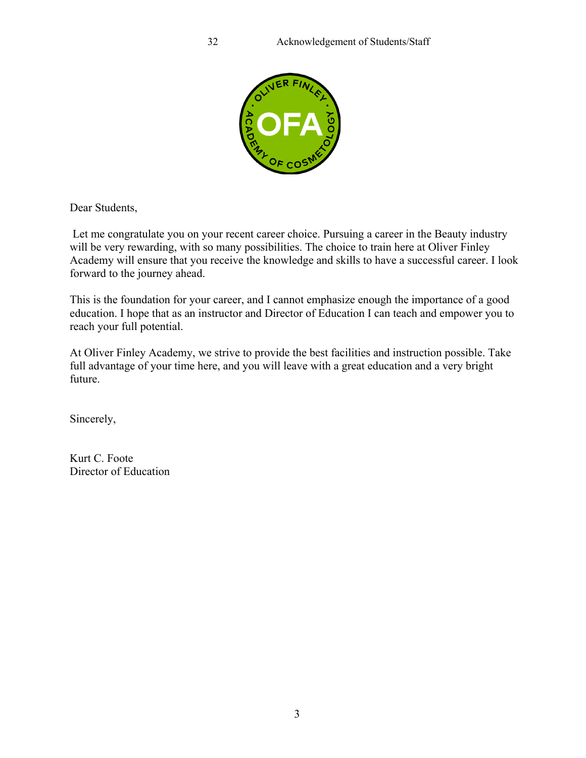Dear Students,

Let me congratulate you on your recent career choice. Pursuing a career in the Beauty industry will be very rewarding, with so many possibilities. The choice to train here at Oliver Finley Academy will ensure that you receive the knowledge and skills to have a successful career. I look forward to the journey ahead.

This is the foundation for your career, and I cannot emphasize enough the importance of a good education. I hope that as an instructor and Director of Education I can teach and empower you to reach your full potential.

At Oliver Finley Academy, we strive to provide the best facilities and instruction possible. Take full advantage of your time here, and you will leave with a great education and a very bright future.

Sincerely,

Kurt C. Foote
Director of Education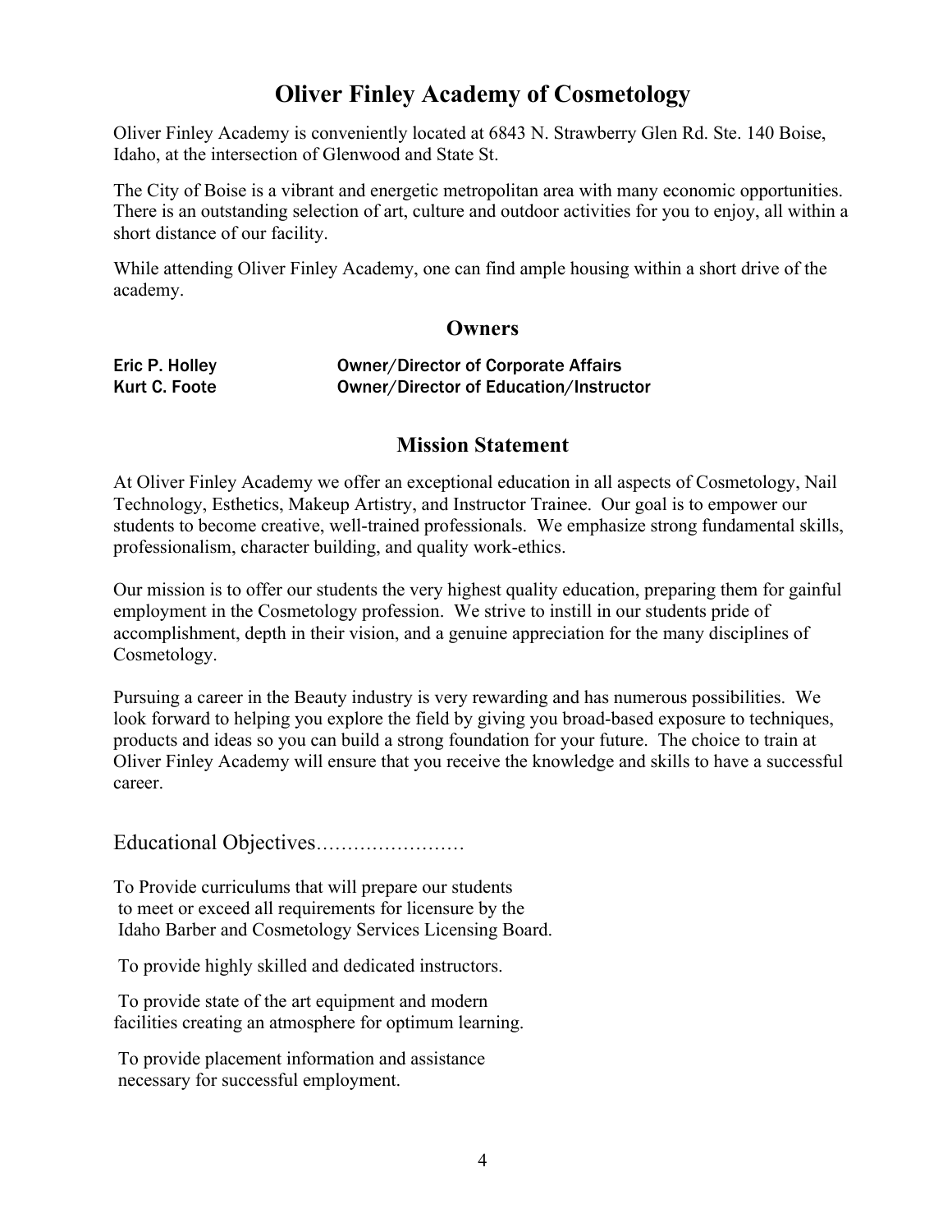# Oliver Finley Academy of Cosmetology

Oliver Finley Academy is conveniently located at 6843 N. Strawberry Glen Rd. Ste. 140 Boise, Idaho, at the intersection of Glenwood and State St.

The City of Boise is a vibrant and energetic metropolitan area with many economic opportunities. There is an outstanding selection of art, culture and outdoor activities for you to enjoy, all within a short distance of our facility.

While attending Oliver Finley Academy, one can find ample housing within a short drive of the academy.

## Owners

| | |
|---|---|
| Eric P. Holley | Owner/Director of Corporate Affairs |
| Kurt C. Foote | Owner/Director of Education/Instructor |

## Mission Statement

At Oliver Finley Academy we offer an exceptional education in all aspects of Cosmetology, Nail Technology, Esthetics, Makeup Artistry, and Instructor Trainee. Our goal is to empower our students to become creative, well-trained professionals. We emphasize strong fundamental skills, professionalism, character building, and quality work-ethics.

Our mission is to offer our students the very highest quality education, preparing them for gainful employment in the Cosmetology profession. We strive to instill in our students pride of accomplishment, depth in their vision, and a genuine appreciation for the many disciplines of Cosmetology.

Pursuing a career in the Beauty industry is very rewarding and has numerous possibilities. We look forward to helping you explore the field by giving you broad-based exposure to techniques, products and ideas so you can build a strong foundation for your future. The choice to train at Oliver Finley Academy will ensure that you receive the knowledge and skills to have a successful career.

Educational Objectives……………………

To Provide curriculums that will prepare our students to meet or exceed all requirements for licensure by the Idaho Barber and Cosmetology Services Licensing Board.

To provide highly skilled and dedicated instructors.

To provide state of the art equipment and modern facilities creating an atmosphere for optimum learning.

To provide placement information and assistance necessary for successful employment.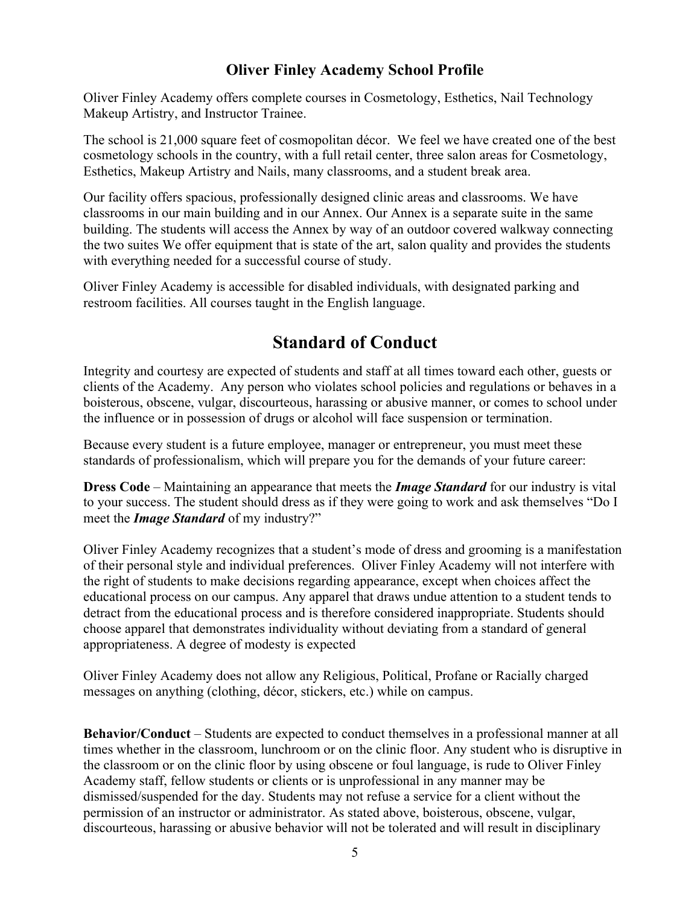## Oliver Finley Academy School Profile

Oliver Finley Academy offers complete courses in Cosmetology, Esthetics, Nail Technology Makeup Artistry, and Instructor Trainee.

The school is 21,000 square feet of cosmopolitan décor. We feel we have created one of the best cosmetology schools in the country, with a full retail center, three salon areas for Cosmetology, Esthetics, Makeup Artistry and Nails, many classrooms, and a student break area.

Our facility offers spacious, professionally designed clinic areas and classrooms. We have classrooms in our main building and in our Annex. Our Annex is a separate suite in the same building. The students will access the Annex by way of an outdoor covered walkway connecting the two suites We offer equipment that is state of the art, salon quality and provides the students with everything needed for a successful course of study.

Oliver Finley Academy is accessible for disabled individuals, with designated parking and restroom facilities. All courses taught in the English language.

# Standard of Conduct

Integrity and courtesy are expected of students and staff at all times toward each other, guests or clients of the Academy. Any person who violates school policies and regulations or behaves in a boisterous, obscene, vulgar, discourteous, harassing or abusive manner, or comes to school under the influence or in possession of drugs or alcohol will face suspension or termination.

Because every student is a future employee, manager or entrepreneur, you must meet these standards of professionalism, which will prepare you for the demands of your future career:

**Dress Code** – Maintaining an appearance that meets the ***Image Standard*** for our industry is vital to your success. The student should dress as if they were going to work and ask themselves "Do I meet the ***Image Standard*** of my industry?"

Oliver Finley Academy recognizes that a student's mode of dress and grooming is a manifestation of their personal style and individual preferences. Oliver Finley Academy will not interfere with the right of students to make decisions regarding appearance, except when choices affect the educational process on our campus. Any apparel that draws undue attention to a student tends to detract from the educational process and is therefore considered inappropriate. Students should choose apparel that demonstrates individuality without deviating from a standard of general appropriateness. A degree of modesty is expected

Oliver Finley Academy does not allow any Religious, Political, Profane or Racially charged messages on anything (clothing, décor, stickers, etc.) while on campus.

**Behavior/Conduct** – Students are expected to conduct themselves in a professional manner at all times whether in the classroom, lunchroom or on the clinic floor. Any student who is disruptive in the classroom or on the clinic floor by using obscene or foul language, is rude to Oliver Finley Academy staff, fellow students or clients or is unprofessional in any manner may be dismissed/suspended for the day. Students may not refuse a service for a client without the permission of an instructor or administrator. As stated above, boisterous, obscene, vulgar, discourteous, harassing or abusive behavior will not be tolerated and will result in disciplinary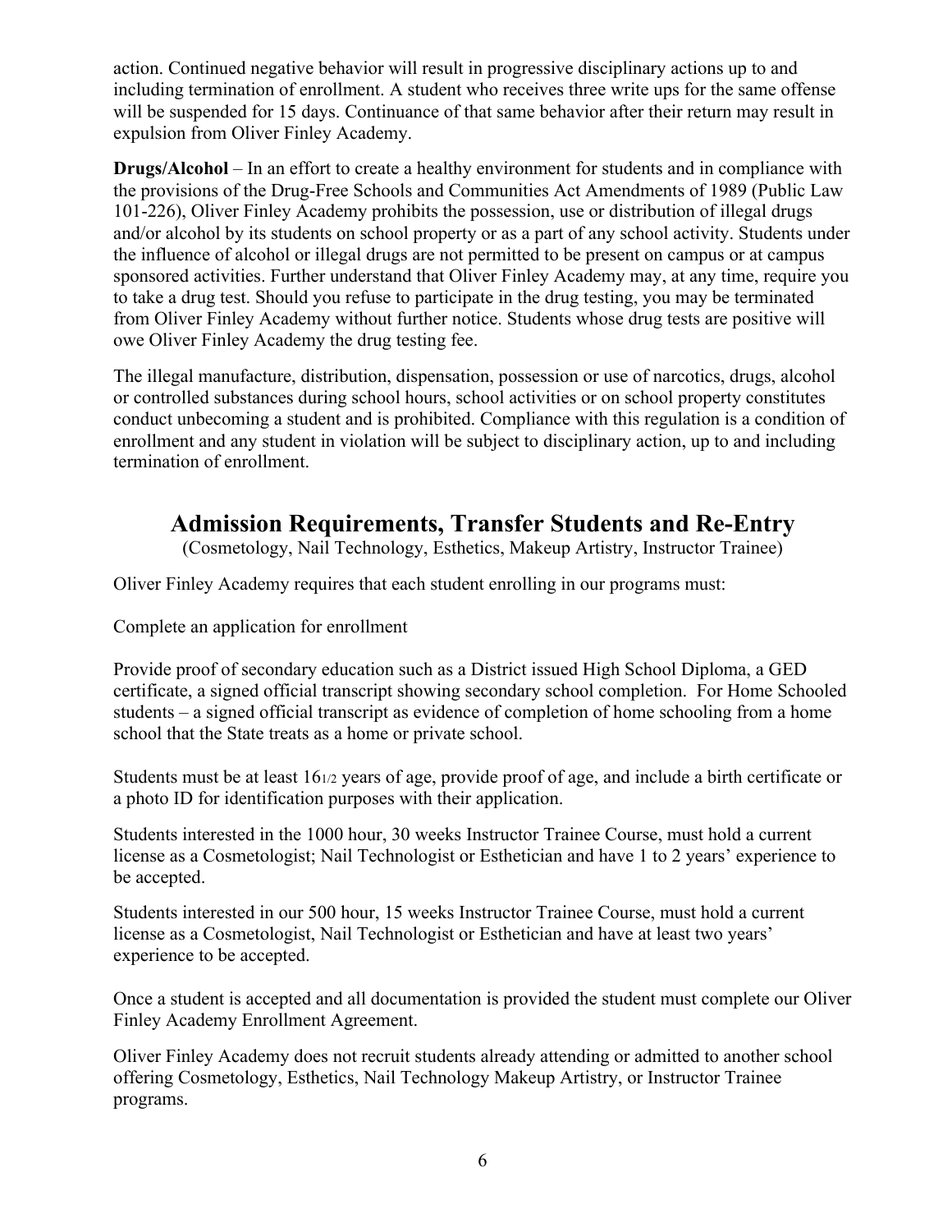action. Continued negative behavior will result in progressive disciplinary actions up to and including termination of enrollment. A student who receives three write ups for the same offense will be suspended for 15 days. Continuance of that same behavior after their return may result in expulsion from Oliver Finley Academy.

**Drugs/Alcohol** – In an effort to create a healthy environment for students and in compliance with the provisions of the Drug-Free Schools and Communities Act Amendments of 1989 (Public Law 101-226), Oliver Finley Academy prohibits the possession, use or distribution of illegal drugs and/or alcohol by its students on school property or as a part of any school activity. Students under the influence of alcohol or illegal drugs are not permitted to be present on campus or at campus sponsored activities. Further understand that Oliver Finley Academy may, at any time, require you to take a drug test. Should you refuse to participate in the drug testing, you may be terminated from Oliver Finley Academy without further notice. Students whose drug tests are positive will owe Oliver Finley Academy the drug testing fee.

The illegal manufacture, distribution, dispensation, possession or use of narcotics, drugs, alcohol or controlled substances during school hours, school activities or on school property constitutes conduct unbecoming a student and is prohibited. Compliance with this regulation is a condition of enrollment and any student in violation will be subject to disciplinary action, up to and including termination of enrollment.

## Admission Requirements, Transfer Students and Re-Entry

(Cosmetology, Nail Technology, Esthetics, Makeup Artistry, Instructor Trainee)

Oliver Finley Academy requires that each student enrolling in our programs must:

Complete an application for enrollment

Provide proof of secondary education such as a District issued High School Diploma, a GED certificate, a signed official transcript showing secondary school completion. For Home Schooled students – a signed official transcript as evidence of completion of home schooling from a home school that the State treats as a home or private school.

Students must be at least 16 1/2 years of age, provide proof of age, and include a birth certificate or a photo ID for identification purposes with their application.

Students interested in the 1000 hour, 30 weeks Instructor Trainee Course, must hold a current license as a Cosmetologist; Nail Technologist or Esthetician and have 1 to 2 years' experience to be accepted.

Students interested in our 500 hour, 15 weeks Instructor Trainee Course, must hold a current license as a Cosmetologist, Nail Technologist or Esthetician and have at least two years' experience to be accepted.

Once a student is accepted and all documentation is provided the student must complete our Oliver Finley Academy Enrollment Agreement.

Oliver Finley Academy does not recruit students already attending or admitted to another school offering Cosmetology, Esthetics, Nail Technology Makeup Artistry, or Instructor Trainee programs.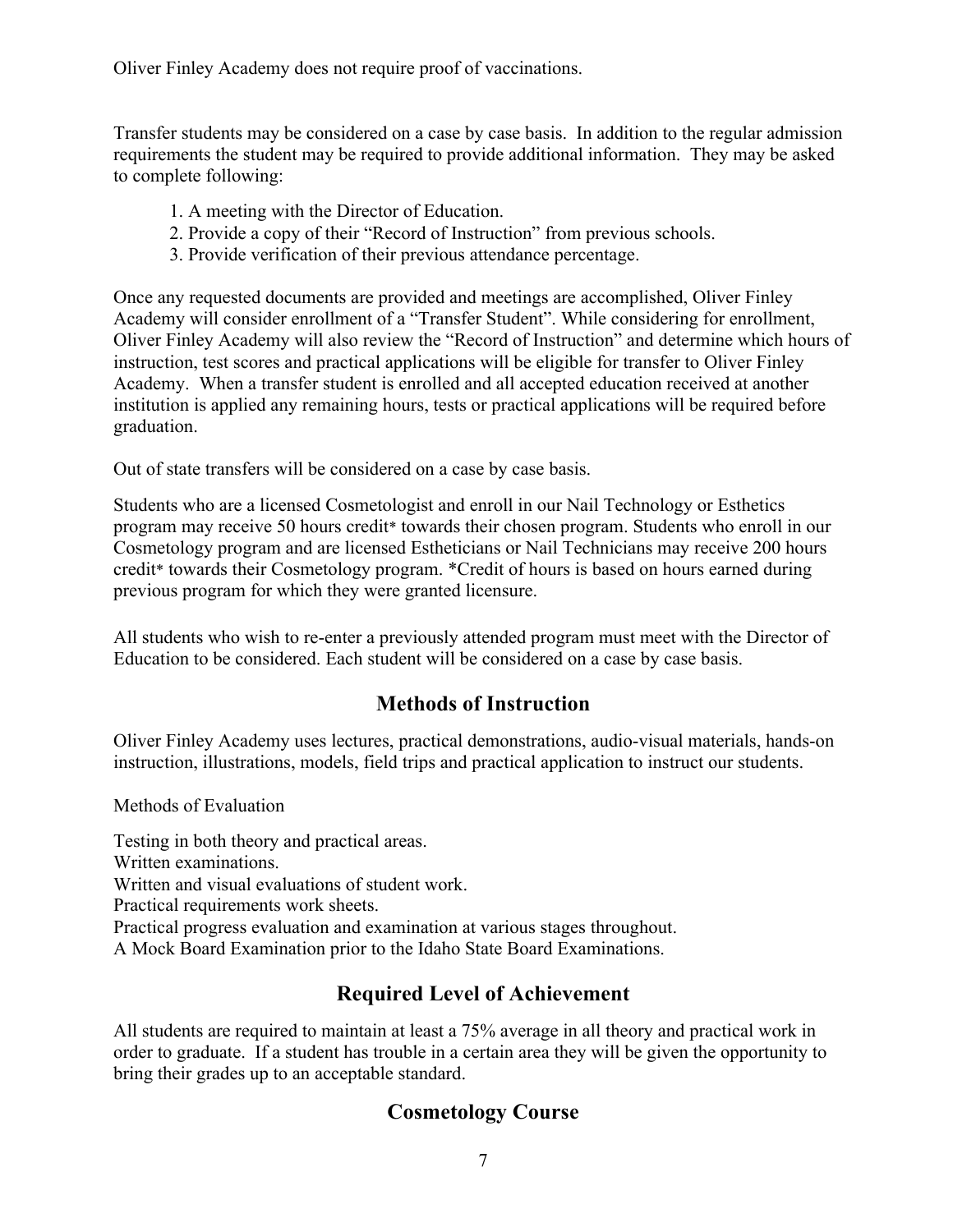Oliver Finley Academy does not require proof of vaccinations.

Transfer students may be considered on a case by case basis. In addition to the regular admission requirements the student may be required to provide additional information. They may be asked to complete following:

1. A meeting with the Director of Education.
2. Provide a copy of their "Record of Instruction" from previous schools.
3. Provide verification of their previous attendance percentage.

Once any requested documents are provided and meetings are accomplished, Oliver Finley Academy will consider enrollment of a "Transfer Student". While considering for enrollment, Oliver Finley Academy will also review the "Record of Instruction" and determine which hours of instruction, test scores and practical applications will be eligible for transfer to Oliver Finley Academy. When a transfer student is enrolled and all accepted education received at another institution is applied any remaining hours, tests or practical applications will be required before graduation.

Out of state transfers will be considered on a case by case basis.

Students who are a licensed Cosmetologist and enroll in our Nail Technology or Esthetics program may receive 50 hours credit* towards their chosen program. Students who enroll in our Cosmetology program and are licensed Estheticians or Nail Technicians may receive 200 hours credit* towards their Cosmetology program. *Credit of hours is based on hours earned during previous program for which they were granted licensure.

All students who wish to re-enter a previously attended program must meet with the Director of Education to be considered. Each student will be considered on a case by case basis.

## Methods of Instruction

Oliver Finley Academy uses lectures, practical demonstrations, audio-visual materials, hands-on instruction, illustrations, models, field trips and practical application to instruct our students.

Methods of Evaluation

Testing in both theory and practical areas.
Written examinations.
Written and visual evaluations of student work.
Practical requirements work sheets.
Practical progress evaluation and examination at various stages throughout.
A Mock Board Examination prior to the Idaho State Board Examinations.

## Required Level of Achievement

All students are required to maintain at least a 75% average in all theory and practical work in order to graduate. If a student has trouble in a certain area they will be given the opportunity to bring their grades up to an acceptable standard.

## Cosmetology Course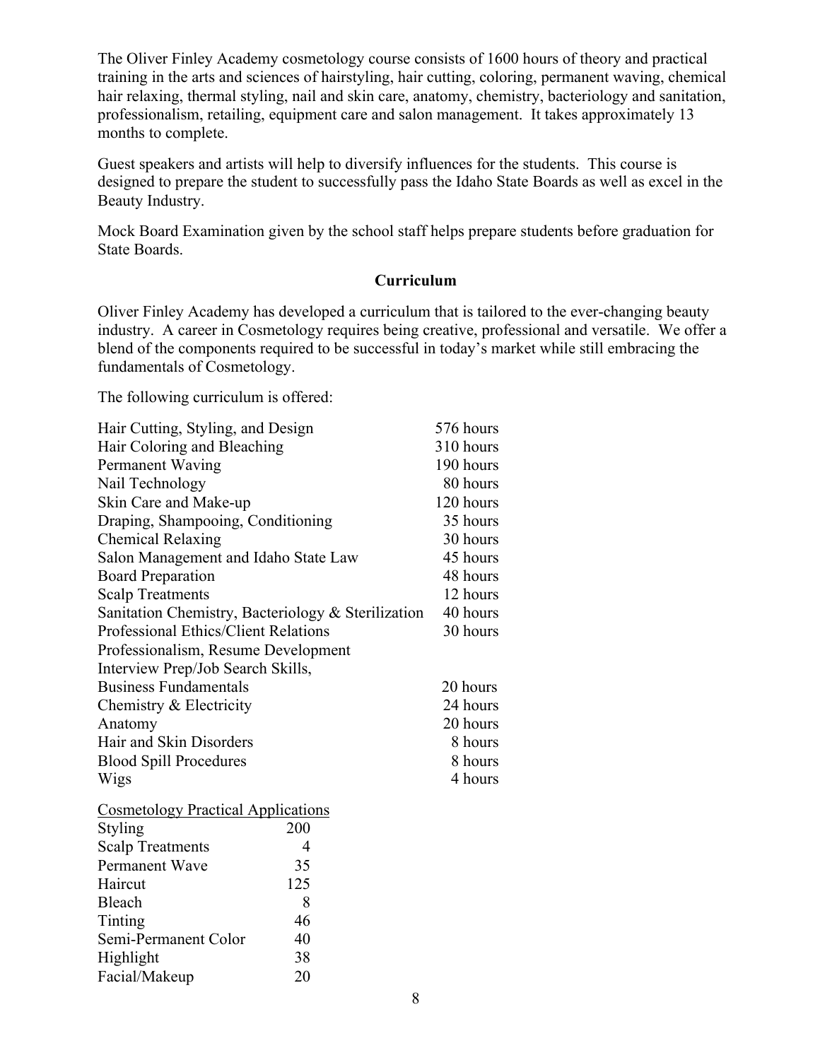The Oliver Finley Academy cosmetology course consists of 1600 hours of theory and practical training in the arts and sciences of hairstyling, hair cutting, coloring, permanent waving, chemical hair relaxing, thermal styling, nail and skin care, anatomy, chemistry, bacteriology and sanitation, professionalism, retailing, equipment care and salon management. It takes approximately 13 months to complete.

Guest speakers and artists will help to diversify influences for the students. This course is designed to prepare the student to successfully pass the Idaho State Boards as well as excel in the Beauty Industry.

Mock Board Examination given by the school staff helps prepare students before graduation for State Boards.

## Curriculum

Oliver Finley Academy has developed a curriculum that is tailored to the ever-changing beauty industry. A career in Cosmetology requires being creative, professional and versatile. We offer a blend of the components required to be successful in today's market while still embracing the fundamentals of Cosmetology.

The following curriculum is offered:

| Subject | Hours |
|---|---|
| Hair Cutting, Styling, and Design | 576 hours |
| Hair Coloring and Bleaching | 310 hours |
| Permanent Waving | 190 hours |
| Nail Technology | 80 hours |
| Skin Care and Make-up | 120 hours |
| Draping, Shampooing, Conditioning | 35 hours |
| Chemical Relaxing | 30 hours |
| Salon Management and Idaho State Law | 45 hours |
| Board Preparation | 48 hours |
| Scalp Treatments | 12 hours |
| Sanitation Chemistry, Bacteriology & Sterilization | 40 hours |
| Professional Ethics/Client Relations | 30 hours |
| Professionalism, Resume Development Interview Prep/Job Search Skills, Business Fundamentals | 20 hours |
| Chemistry & Electricity | 24 hours |
| Anatomy | 20 hours |
| Hair and Skin Disorders | 8 hours |
| Blood Spill Procedures | 8 hours |
| Wigs | 4 hours |

<u>Cosmetology Practical Applications</u>

| Application | Number |
|---|---|
| Styling | 200 |
| Scalp Treatments | 4 |
| Permanent Wave | 35 |
| Haircut | 125 |
| Bleach | 8 |
| Tinting | 46 |
| Semi-Permanent Color | 40 |
| Highlight | 38 |
| Facial/Makeup | 20 |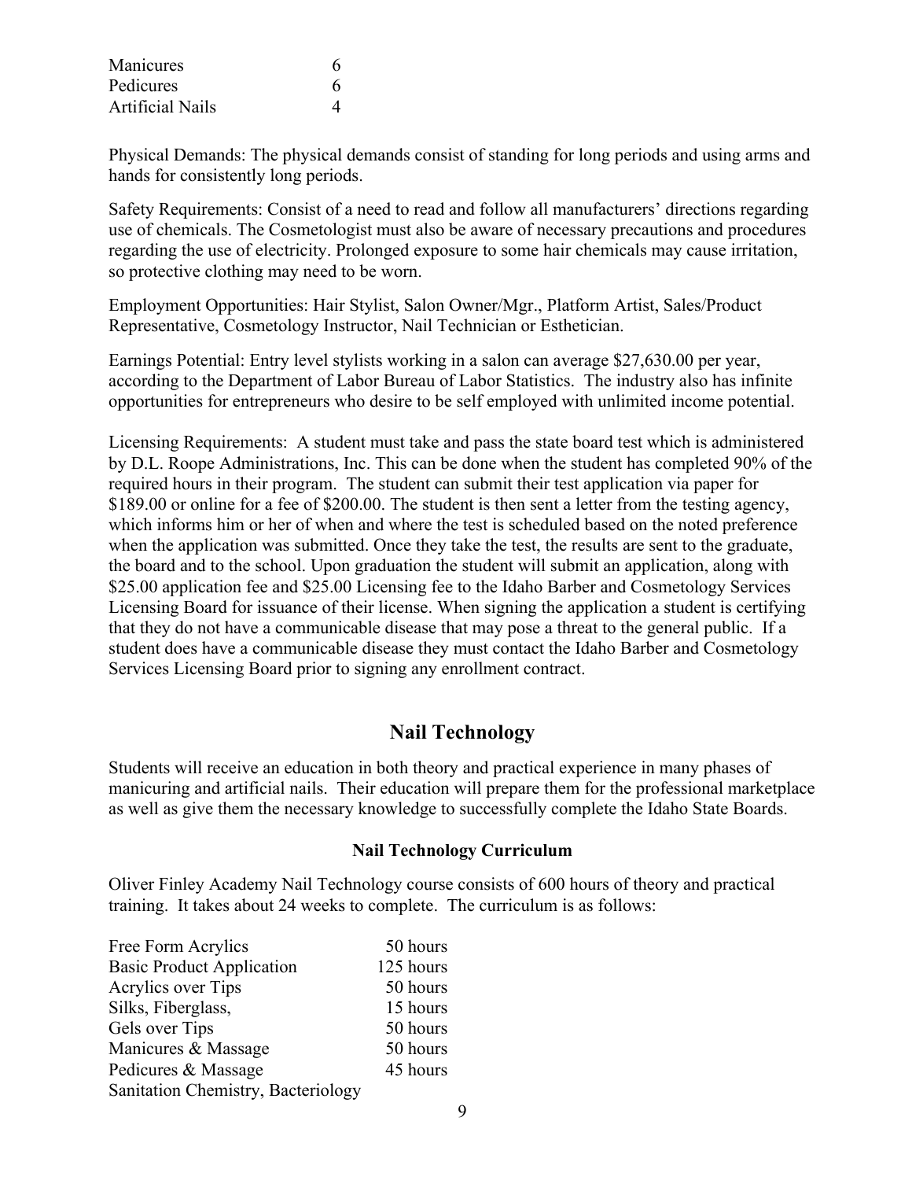| | |
|---|---|
| Manicures | 6 |
| Pedicures | 6 |
| Artificial Nails | 4 |

Physical Demands: The physical demands consist of standing for long periods and using arms and hands for consistently long periods.

Safety Requirements: Consist of a need to read and follow all manufacturers' directions regarding use of chemicals. The Cosmetologist must also be aware of necessary precautions and procedures regarding the use of electricity. Prolonged exposure to some hair chemicals may cause irritation, so protective clothing may need to be worn.

Employment Opportunities: Hair Stylist, Salon Owner/Mgr., Platform Artist, Sales/Product Representative, Cosmetology Instructor, Nail Technician or Esthetician.

Earnings Potential: Entry level stylists working in a salon can average $27,630.00 per year, according to the Department of Labor Bureau of Labor Statistics. The industry also has infinite opportunities for entrepreneurs who desire to be self employed with unlimited income potential.

Licensing Requirements: A student must take and pass the state board test which is administered by D.L. Roope Administrations, Inc. This can be done when the student has completed 90% of the required hours in their program. The student can submit their test application via paper for $189.00 or online for a fee of $200.00. The student is then sent a letter from the testing agency, which informs him or her of when and where the test is scheduled based on the noted preference when the application was submitted. Once they take the test, the results are sent to the graduate, the board and to the school. Upon graduation the student will submit an application, along with $25.00 application fee and $25.00 Licensing fee to the Idaho Barber and Cosmetology Services Licensing Board for issuance of their license. When signing the application a student is certifying that they do not have a communicable disease that may pose a threat to the general public. If a student does have a communicable disease they must contact the Idaho Barber and Cosmetology Services Licensing Board prior to signing any enrollment contract.

## Nail Technology

Students will receive an education in both theory and practical experience in many phases of manicuring and artificial nails. Their education will prepare them for the professional marketplace as well as give them the necessary knowledge to successfully complete the Idaho State Boards.

### Nail Technology Curriculum

Oliver Finley Academy Nail Technology course consists of 600 hours of theory and practical training. It takes about 24 weeks to complete. The curriculum is as follows:

| | |
|---|---|
| Free Form Acrylics | 50 hours |
| Basic Product Application | 125 hours |
| Acrylics over Tips | 50 hours |
| Silks, Fiberglass, | 15 hours |
| Gels over Tips | 50 hours |
| Manicures & Massage | 50 hours |
| Pedicures & Massage | 45 hours |
| Sanitation Chemistry, Bacteriology | |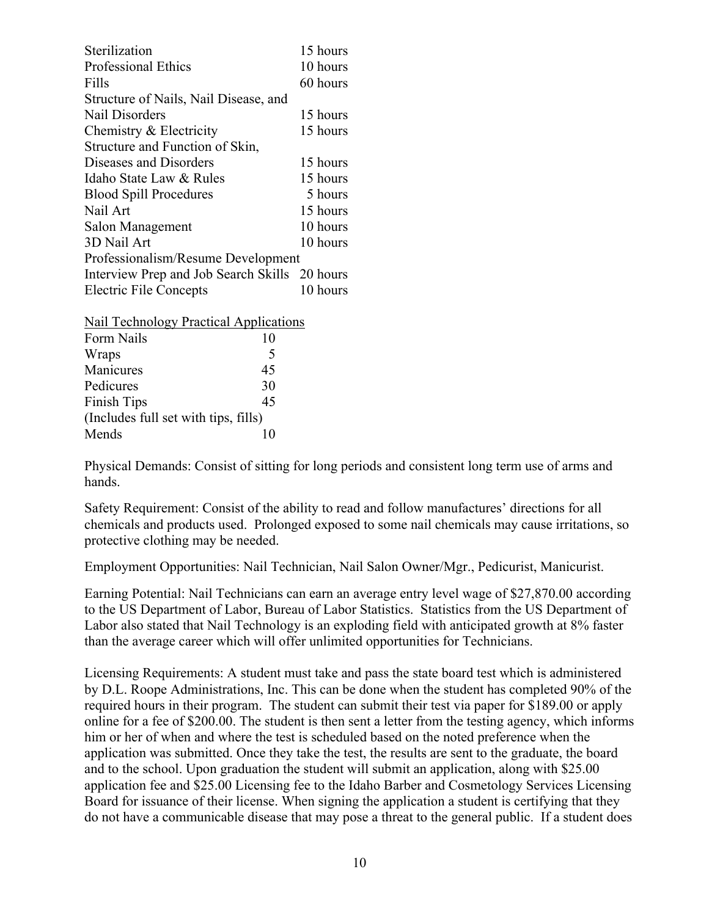| | |
|---|---|
| Sterilization | 15 hours |
| Professional Ethics | 10 hours |
| Fills | 60 hours |
| Structure of Nails, Nail Disease, and Nail Disorders | 15 hours |
| Chemistry & Electricity | 15 hours |
| Structure and Function of Skin, Diseases and Disorders | 15 hours |
| Idaho State Law & Rules | 15 hours |
| Blood Spill Procedures | 5 hours |
| Nail Art | 15 hours |
| Salon Management | 10 hours |
| 3D Nail Art | 10 hours |
| Professionalism/Resume Development Interview Prep and Job Search Skills | 20 hours |
| Electric File Concepts | 10 hours |

<u>Nail Technology Practical Applications</u>

| | |
|---|---|
| Form Nails | 10 |
| Wraps | 5 |
| Manicures | 45 |
| Pedicures | 30 |
| Finish Tips (Includes full set with tips, fills) | 45 |
| Mends | 10 |

Physical Demands: Consist of sitting for long periods and consistent long term use of arms and hands.

Safety Requirement: Consist of the ability to read and follow manufactures' directions for all chemicals and products used. Prolonged exposed to some nail chemicals may cause irritations, so protective clothing may be needed.

Employment Opportunities: Nail Technician, Nail Salon Owner/Mgr., Pedicurist, Manicurist.

Earning Potential: Nail Technicians can earn an average entry level wage of $27,870.00 according to the US Department of Labor, Bureau of Labor Statistics. Statistics from the US Department of Labor also stated that Nail Technology is an exploding field with anticipated growth at 8% faster than the average career which will offer unlimited opportunities for Technicians.

Licensing Requirements: A student must take and pass the state board test which is administered by D.L. Roope Administrations, Inc. This can be done when the student has completed 90% of the required hours in their program. The student can submit their test via paper for $189.00 or apply online for a fee of $200.00. The student is then sent a letter from the testing agency, which informs him or her of when and where the test is scheduled based on the noted preference when the application was submitted. Once they take the test, the results are sent to the graduate, the board and to the school. Upon graduation the student will submit an application, along with $25.00 application fee and $25.00 Licensing fee to the Idaho Barber and Cosmetology Services Licensing Board for issuance of their license. When signing the application a student is certifying that they do not have a communicable disease that may pose a threat to the general public. If a student does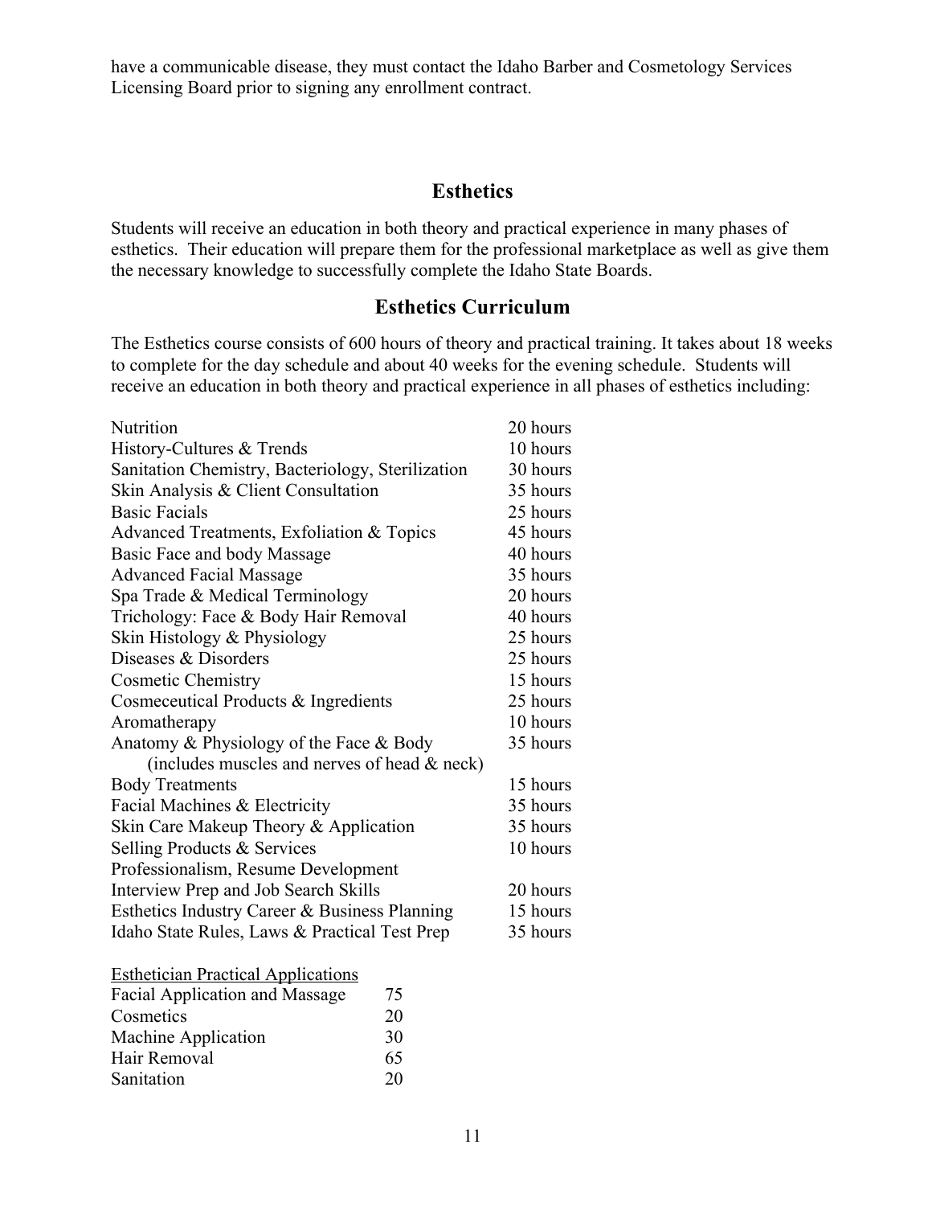have a communicable disease, they must contact the Idaho Barber and Cosmetology Services Licensing Board prior to signing any enrollment contract.

## Esthetics

Students will receive an education in both theory and practical experience in many phases of esthetics. Their education will prepare them for the professional marketplace as well as give them the necessary knowledge to successfully complete the Idaho State Boards.

## Esthetics Curriculum

The Esthetics course consists of 600 hours of theory and practical training. It takes about 18 weeks to complete for the day schedule and about 40 weeks for the evening schedule. Students will receive an education in both theory and practical experience in all phases of esthetics including:

| | |
|---|---|
| Nutrition | 20 hours |
| History-Cultures & Trends | 10 hours |
| Sanitation Chemistry, Bacteriology, Sterilization | 30 hours |
| Skin Analysis & Client Consultation | 35 hours |
| Basic Facials | 25 hours |
| Advanced Treatments, Exfoliation & Topics | 45 hours |
| Basic Face and body Massage | 40 hours |
| Advanced Facial Massage | 35 hours |
| Spa Trade & Medical Terminology | 20 hours |
| Trichology: Face & Body Hair Removal | 40 hours |
| Skin Histology & Physiology | 25 hours |
| Diseases & Disorders | 25 hours |
| Cosmetic Chemistry | 15 hours |
| Cosmeceutical Products & Ingredients | 25 hours |
| Aromatherapy | 10 hours |
| Anatomy & Physiology of the Face & Body (includes muscles and nerves of head & neck) | 35 hours |
| Body Treatments | 15 hours |
| Facial Machines & Electricity | 35 hours |
| Skin Care Makeup Theory & Application | 35 hours |
| Selling Products & Services | 10 hours |
| Professionalism, Resume Development Interview Prep and Job Search Skills | 20 hours |
| Esthetics Industry Career & Business Planning | 15 hours |
| Idaho State Rules, Laws & Practical Test Prep | 35 hours |

<u>Esthetician Practical Applications</u>

| | |
|---|---|
| Facial Application and Massage | 75 |
| Cosmetics | 20 |
| Machine Application | 30 |
| Hair Removal | 65 |
| Sanitation | 20 |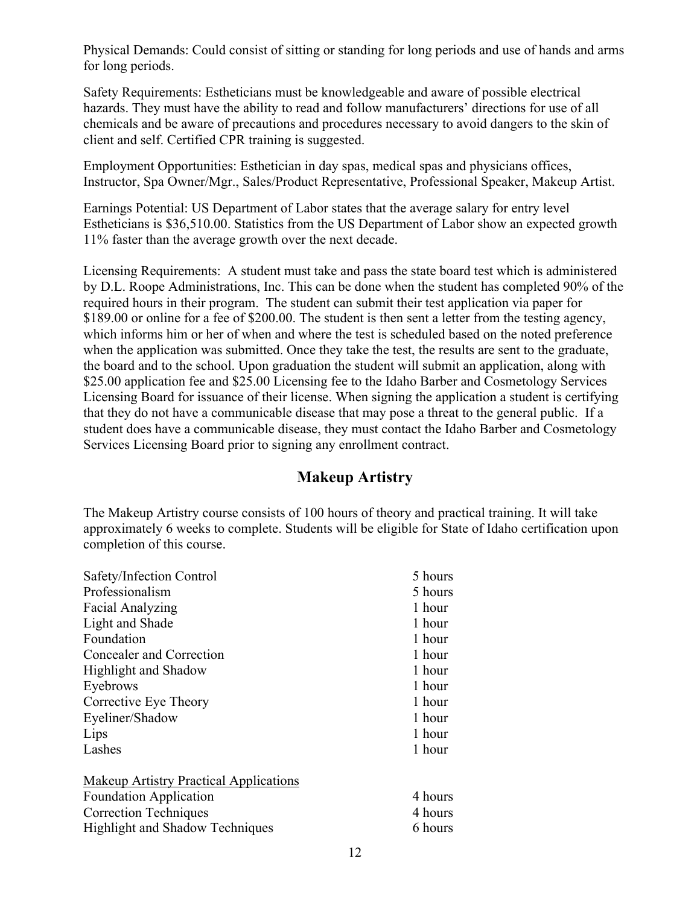Physical Demands: Could consist of sitting or standing for long periods and use of hands and arms for long periods.

Safety Requirements: Estheticians must be knowledgeable and aware of possible electrical hazards. They must have the ability to read and follow manufacturers' directions for use of all chemicals and be aware of precautions and procedures necessary to avoid dangers to the skin of client and self. Certified CPR training is suggested.

Employment Opportunities: Esthetician in day spas, medical spas and physicians offices, Instructor, Spa Owner/Mgr., Sales/Product Representative, Professional Speaker, Makeup Artist.

Earnings Potential: US Department of Labor states that the average salary for entry level Estheticians is $36,510.00. Statistics from the US Department of Labor show an expected growth 11% faster than the average growth over the next decade.

Licensing Requirements: A student must take and pass the state board test which is administered by D.L. Roope Administrations, Inc. This can be done when the student has completed 90% of the required hours in their program. The student can submit their test application via paper for $189.00 or online for a fee of $200.00. The student is then sent a letter from the testing agency, which informs him or her of when and where the test is scheduled based on the noted preference when the application was submitted. Once they take the test, the results are sent to the graduate, the board and to the school. Upon graduation the student will submit an application, along with $25.00 application fee and $25.00 Licensing fee to the Idaho Barber and Cosmetology Services Licensing Board for issuance of their license. When signing the application a student is certifying that they do not have a communicable disease that may pose a threat to the general public. If a student does have a communicable disease, they must contact the Idaho Barber and Cosmetology Services Licensing Board prior to signing any enrollment contract.

## Makeup Artistry

The Makeup Artistry course consists of 100 hours of theory and practical training. It will take approximately 6 weeks to complete. Students will be eligible for State of Idaho certification upon completion of this course.

| | |
|---|---|
| Safety/Infection Control | 5 hours |
| Professionalism | 5 hours |
| Facial Analyzing | 1 hour |
| Light and Shade | 1 hour |
| Foundation | 1 hour |
| Concealer and Correction | 1 hour |
| Highlight and Shadow | 1 hour |
| Eyebrows | 1 hour |
| Corrective Eye Theory | 1 hour |
| Eyeliner/Shadow | 1 hour |
| Lips | 1 hour |
| Lashes | 1 hour |

<u>Makeup Artistry Practical Applications</u>

| | |
|---|---|
| Foundation Application | 4 hours |
| Correction Techniques | 4 hours |
| Highlight and Shadow Techniques | 6 hours |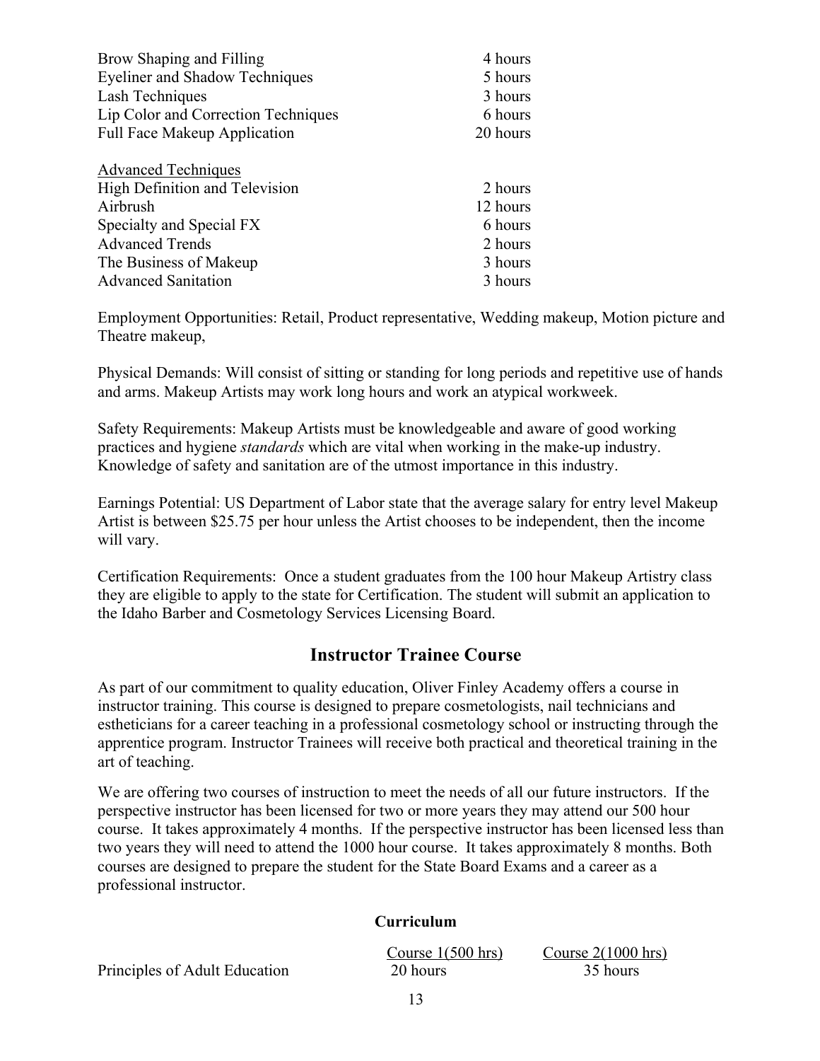| | |
|---|---|
| Brow Shaping and Filling | 4 hours |
| Eyeliner and Shadow Techniques | 5 hours |
| Lash Techniques | 3 hours |
| Lip Color and Correction Techniques | 6 hours |
| Full Face Makeup Application | 20 hours |

| Advanced Techniques | |
|---|---|
| High Definition and Television | 2 hours |
| Airbrush | 12 hours |
| Specialty and Special FX | 6 hours |
| Advanced Trends | 2 hours |
| The Business of Makeup | 3 hours |
| Advanced Sanitation | 3 hours |

Employment Opportunities: Retail, Product representative, Wedding makeup, Motion picture and Theatre makeup,

Physical Demands: Will consist of sitting or standing for long periods and repetitive use of hands and arms. Makeup Artists may work long hours and work an atypical workweek.

Safety Requirements: Makeup Artists must be knowledgeable and aware of good working practices and hygiene *standards* which are vital when working in the make-up industry. Knowledge of safety and sanitation are of the utmost importance in this industry.

Earnings Potential: US Department of Labor state that the average salary for entry level Makeup Artist is between $25.75 per hour unless the Artist chooses to be independent, then the income will vary.

Certification Requirements: Once a student graduates from the 100 hour Makeup Artistry class they are eligible to apply to the state for Certification. The student will submit an application to the Idaho Barber and Cosmetology Services Licensing Board.

## Instructor Trainee Course

As part of our commitment to quality education, Oliver Finley Academy offers a course in instructor training. This course is designed to prepare cosmetologists, nail technicians and estheticians for a career teaching in a professional cosmetology school or instructing through the apprentice program. Instructor Trainees will receive both practical and theoretical training in the art of teaching.

We are offering two courses of instruction to meet the needs of all our future instructors. If the perspective instructor has been licensed for two or more years they may attend our 500 hour course. It takes approximately 4 months. If the perspective instructor has been licensed less than two years they will need to attend the 1000 hour course. It takes approximately 8 months. Both courses are designed to prepare the student for the State Board Exams and a career as a professional instructor.

### Curriculum

| | Course 1(500 hrs) | Course 2(1000 hrs) |
|---|---|---|
| Principles of Adult Education | 20 hours | 35 hours |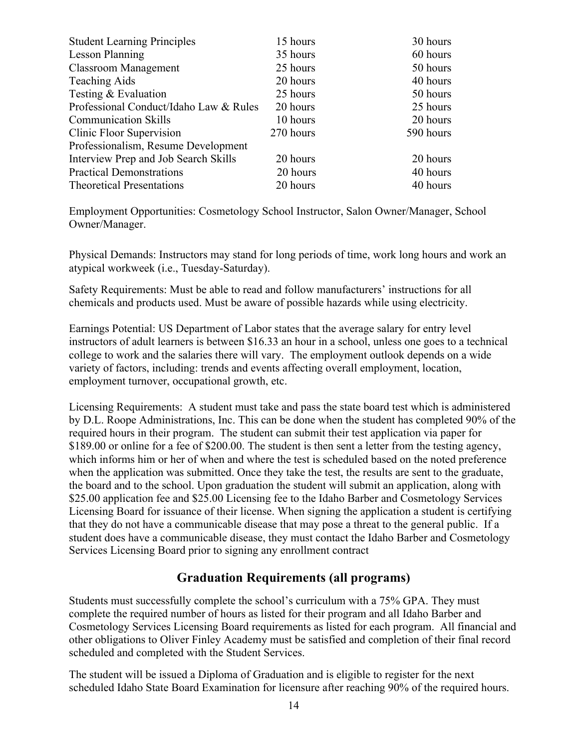| | | |
|---|---|---|
| Student Learning Principles | 15 hours | 30 hours |
| Lesson Planning | 35 hours | 60 hours |
| Classroom Management | 25 hours | 50 hours |
| Teaching Aids | 20 hours | 40 hours |
| Testing & Evaluation | 25 hours | 50 hours |
| Professional Conduct/Idaho Law & Rules | 20 hours | 25 hours |
| Communication Skills | 10 hours | 20 hours |
| Clinic Floor Supervision | 270 hours | 590 hours |
| Professionalism, Resume Development Interview Prep and Job Search Skills | 20 hours | 20 hours |
| Practical Demonstrations | 20 hours | 40 hours |
| Theoretical Presentations | 20 hours | 40 hours |

Employment Opportunities: Cosmetology School Instructor, Salon Owner/Manager, School Owner/Manager.

Physical Demands: Instructors may stand for long periods of time, work long hours and work an atypical workweek (i.e., Tuesday-Saturday).

Safety Requirements: Must be able to read and follow manufacturers' instructions for all chemicals and products used. Must be aware of possible hazards while using electricity.

Earnings Potential: US Department of Labor states that the average salary for entry level instructors of adult learners is between $16.33 an hour in a school, unless one goes to a technical college to work and the salaries there will vary. The employment outlook depends on a wide variety of factors, including: trends and events affecting overall employment, location, employment turnover, occupational growth, etc.

Licensing Requirements: A student must take and pass the state board test which is administered by D.L. Roope Administrations, Inc. This can be done when the student has completed 90% of the required hours in their program. The student can submit their test application via paper for $189.00 or online for a fee of $200.00. The student is then sent a letter from the testing agency, which informs him or her of when and where the test is scheduled based on the noted preference when the application was submitted. Once they take the test, the results are sent to the graduate, the board and to the school. Upon graduation the student will submit an application, along with $25.00 application fee and $25.00 Licensing fee to the Idaho Barber and Cosmetology Services Licensing Board for issuance of their license. When signing the application a student is certifying that they do not have a communicable disease that may pose a threat to the general public. If a student does have a communicable disease, they must contact the Idaho Barber and Cosmetology Services Licensing Board prior to signing any enrollment contract

## Graduation Requirements (all programs)

Students must successfully complete the school's curriculum with a 75% GPA. They must complete the required number of hours as listed for their program and all Idaho Barber and Cosmetology Services Licensing Board requirements as listed for each program. All financial and other obligations to Oliver Finley Academy must be satisfied and completion of their final record scheduled and completed with the Student Services.

The student will be issued a Diploma of Graduation and is eligible to register for the next scheduled Idaho State Board Examination for licensure after reaching 90% of the required hours.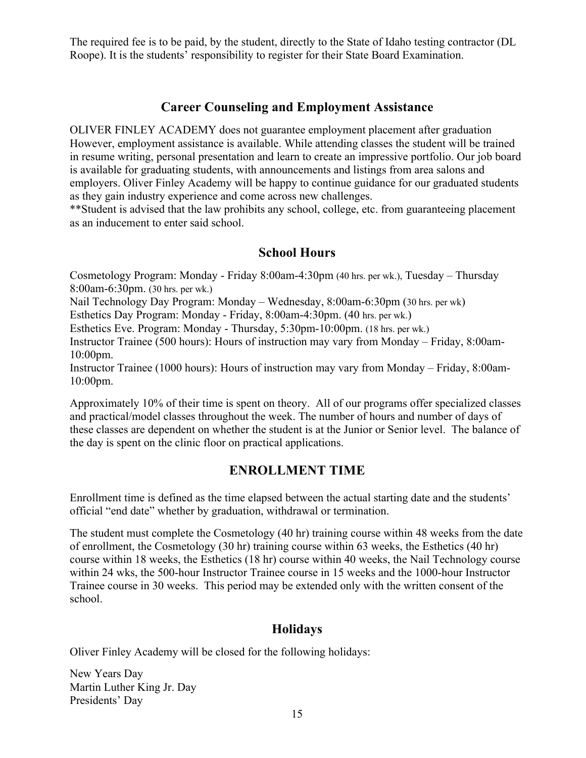The required fee is to be paid, by the student, directly to the State of Idaho testing contractor (DL Roope). It is the students' responsibility to register for their State Board Examination.

## Career Counseling and Employment Assistance

OLIVER FINLEY ACADEMY does not guarantee employment placement after graduation However, employment assistance is available. While attending classes the student will be trained in resume writing, personal presentation and learn to create an impressive portfolio. Our job board is available for graduating students, with announcements and listings from area salons and employers. Oliver Finley Academy will be happy to continue guidance for our graduated students as they gain industry experience and come across new challenges.

**Student is advised that the law prohibits any school, college, etc. from guaranteeing placement as an inducement to enter said school.

## School Hours

Cosmetology Program: Monday - Friday 8:00am-4:30pm (40 hrs. per wk.), Tuesday – Thursday 8:00am-6:30pm. (30 hrs. per wk.)
Nail Technology Day Program: Monday – Wednesday, 8:00am-6:30pm (30 hrs. per wk)
Esthetics Day Program: Monday - Friday, 8:00am-4:30pm. (40 hrs. per wk.)
Esthetics Eve. Program: Monday - Thursday, 5:30pm-10:00pm. (18 hrs. per wk.)
Instructor Trainee (500 hours): Hours of instruction may vary from Monday – Friday, 8:00am-10:00pm.
Instructor Trainee (1000 hours): Hours of instruction may vary from Monday – Friday, 8:00am-10:00pm.

Approximately 10% of their time is spent on theory. All of our programs offer specialized classes and practical/model classes throughout the week. The number of hours and number of days of these classes are dependent on whether the student is at the Junior or Senior level. The balance of the day is spent on the clinic floor on practical applications.

## ENROLLMENT TIME

Enrollment time is defined as the time elapsed between the actual starting date and the students' official "end date" whether by graduation, withdrawal or termination.

The student must complete the Cosmetology (40 hr) training course within 48 weeks from the date of enrollment, the Cosmetology (30 hr) training course within 63 weeks, the Esthetics (40 hr) course within 18 weeks, the Esthetics (18 hr) course within 40 weeks, the Nail Technology course within 24 wks, the 500-hour Instructor Trainee course in 15 weeks and the 1000-hour Instructor Trainee course in 30 weeks. This period may be extended only with the written consent of the school.

## Holidays

Oliver Finley Academy will be closed for the following holidays:

New Years Day
Martin Luther King Jr. Day
Presidents' Day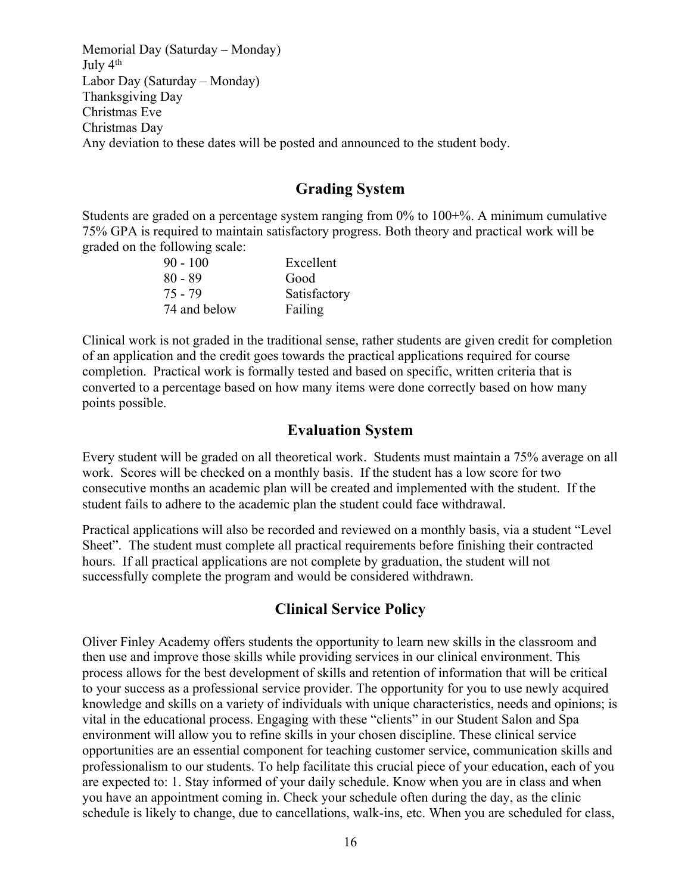Memorial Day (Saturday – Monday)
July 4th
Labor Day (Saturday – Monday)
Thanksgiving Day
Christmas Eve
Christmas Day
Any deviation to these dates will be posted and announced to the student body.

## Grading System

Students are graded on a percentage system ranging from 0% to 100+%. A minimum cumulative 75% GPA is required to maintain satisfactory progress. Both theory and practical work will be graded on the following scale:

| | |
|---|---|
| 90 - 100 | Excellent |
| 80 - 89 | Good |
| 75 - 79 | Satisfactory |
| 74 and below | Failing |

Clinical work is not graded in the traditional sense, rather students are given credit for completion of an application and the credit goes towards the practical applications required for course completion. Practical work is formally tested and based on specific, written criteria that is converted to a percentage based on how many items were done correctly based on how many points possible.

## Evaluation System

Every student will be graded on all theoretical work. Students must maintain a 75% average on all work. Scores will be checked on a monthly basis. If the student has a low score for two consecutive months an academic plan will be created and implemented with the student. If the student fails to adhere to the academic plan the student could face withdrawal.

Practical applications will also be recorded and reviewed on a monthly basis, via a student "Level Sheet". The student must complete all practical requirements before finishing their contracted hours. If all practical applications are not complete by graduation, the student will not successfully complete the program and would be considered withdrawn.

## Clinical Service Policy

Oliver Finley Academy offers students the opportunity to learn new skills in the classroom and then use and improve those skills while providing services in our clinical environment. This process allows for the best development of skills and retention of information that will be critical to your success as a professional service provider. The opportunity for you to use newly acquired knowledge and skills on a variety of individuals with unique characteristics, needs and opinions; is vital in the educational process. Engaging with these "clients" in our Student Salon and Spa environment will allow you to refine skills in your chosen discipline. These clinical service opportunities are an essential component for teaching customer service, communication skills and professionalism to our students. To help facilitate this crucial piece of your education, each of you are expected to: 1. Stay informed of your daily schedule. Know when you are in class and when you have an appointment coming in. Check your schedule often during the day, as the clinic schedule is likely to change, due to cancellations, walk-ins, etc. When you are scheduled for class,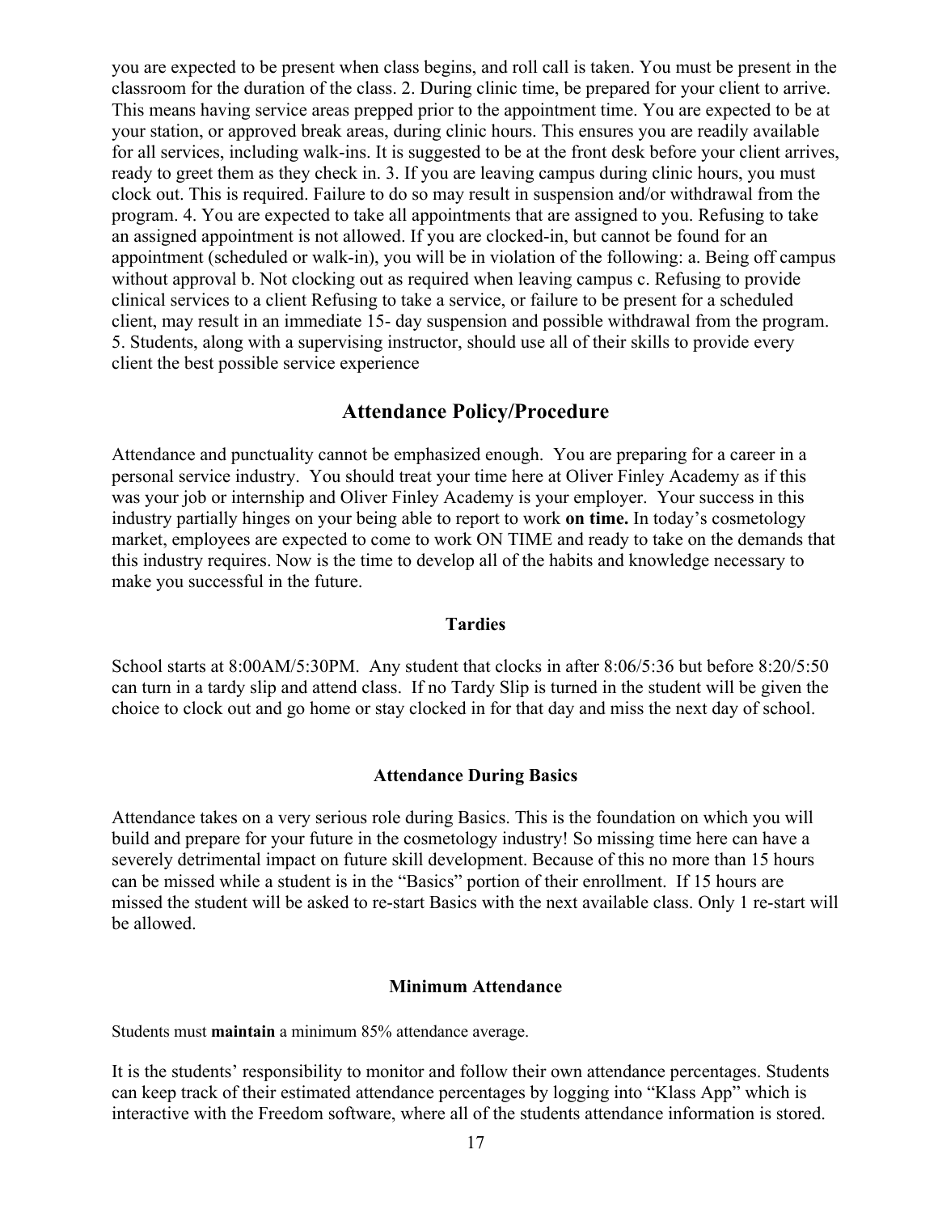you are expected to be present when class begins, and roll call is taken. You must be present in the classroom for the duration of the class. 2. During clinic time, be prepared for your client to arrive. This means having service areas prepped prior to the appointment time. You are expected to be at your station, or approved break areas, during clinic hours. This ensures you are readily available for all services, including walk-ins. It is suggested to be at the front desk before your client arrives, ready to greet them as they check in. 3. If you are leaving campus during clinic hours, you must clock out. This is required. Failure to do so may result in suspension and/or withdrawal from the program. 4. You are expected to take all appointments that are assigned to you. Refusing to take an assigned appointment is not allowed. If you are clocked-in, but cannot be found for an appointment (scheduled or walk-in), you will be in violation of the following: a. Being off campus without approval b. Not clocking out as required when leaving campus c. Refusing to provide clinical services to a client Refusing to take a service, or failure to be present for a scheduled client, may result in an immediate 15- day suspension and possible withdrawal from the program. 5. Students, along with a supervising instructor, should use all of their skills to provide every client the best possible service experience

## Attendance Policy/Procedure

Attendance and punctuality cannot be emphasized enough. You are preparing for a career in a personal service industry. You should treat your time here at Oliver Finley Academy as if this was your job or internship and Oliver Finley Academy is your employer. Your success in this industry partially hinges on your being able to report to work **on time.** In today's cosmetology market, employees are expected to come to work ON TIME and ready to take on the demands that this industry requires. Now is the time to develop all of the habits and knowledge necessary to make you successful in the future.

### Tardies

School starts at 8:00AM/5:30PM. Any student that clocks in after 8:06/5:36 but before 8:20/5:50 can turn in a tardy slip and attend class. If no Tardy Slip is turned in the student will be given the choice to clock out and go home or stay clocked in for that day and miss the next day of school.

### Attendance During Basics

Attendance takes on a very serious role during Basics. This is the foundation on which you will build and prepare for your future in the cosmetology industry! So missing time here can have a severely detrimental impact on future skill development. Because of this no more than 15 hours can be missed while a student is in the "Basics" portion of their enrollment. If 15 hours are missed the student will be asked to re-start Basics with the next available class. Only 1 re-start will be allowed.

### Minimum Attendance

Students must **maintain** a minimum 85% attendance average.

It is the students' responsibility to monitor and follow their own attendance percentages. Students can keep track of their estimated attendance percentages by logging into "Klass App" which is interactive with the Freedom software, where all of the students attendance information is stored.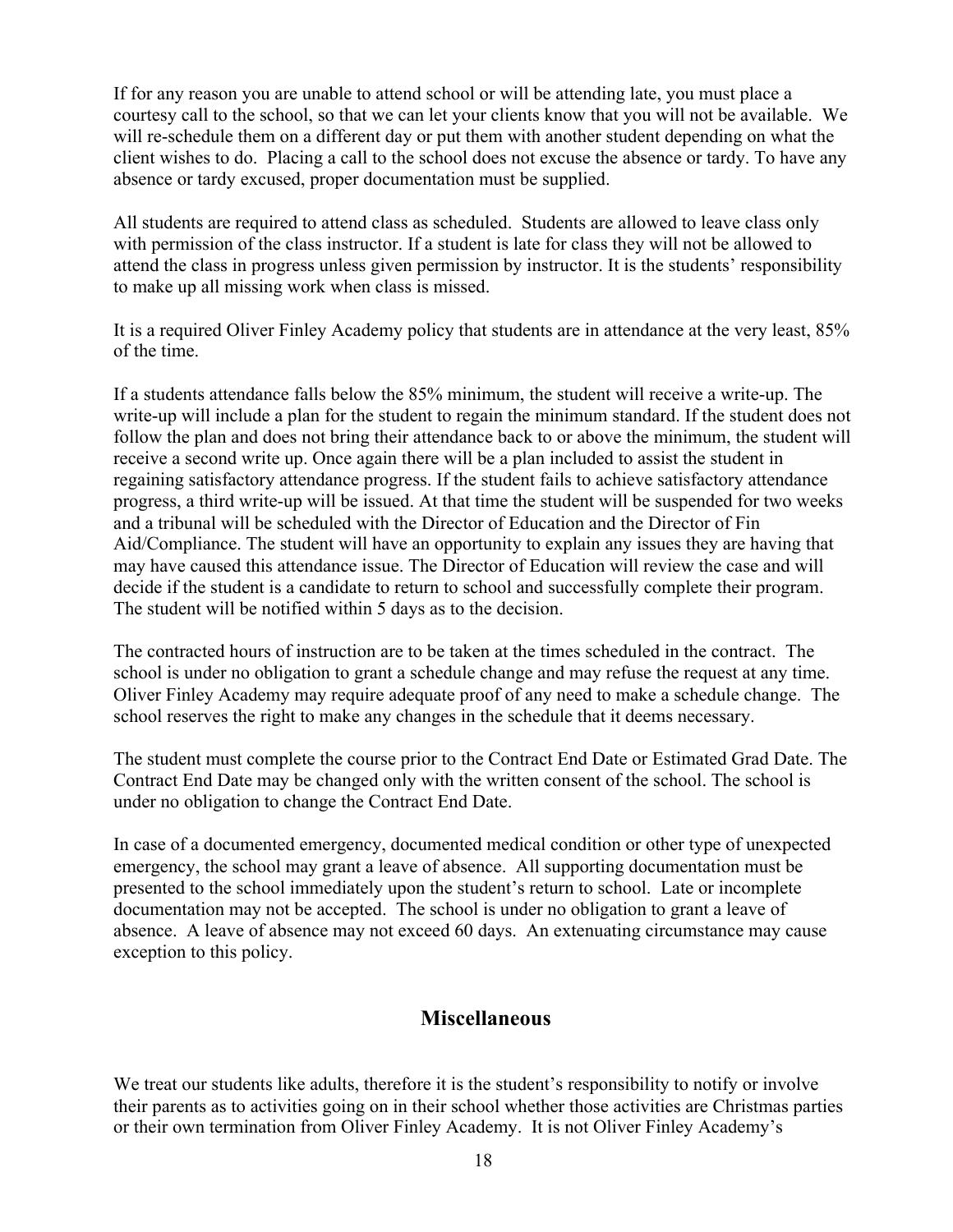If for any reason you are unable to attend school or will be attending late, you must place a courtesy call to the school, so that we can let your clients know that you will not be available. We will re-schedule them on a different day or put them with another student depending on what the client wishes to do. Placing a call to the school does not excuse the absence or tardy. To have any absence or tardy excused, proper documentation must be supplied.

All students are required to attend class as scheduled. Students are allowed to leave class only with permission of the class instructor. If a student is late for class they will not be allowed to attend the class in progress unless given permission by instructor. It is the students' responsibility to make up all missing work when class is missed.

It is a required Oliver Finley Academy policy that students are in attendance at the very least, 85% of the time.

If a students attendance falls below the 85% minimum, the student will receive a write-up. The write-up will include a plan for the student to regain the minimum standard. If the student does not follow the plan and does not bring their attendance back to or above the minimum, the student will receive a second write up. Once again there will be a plan included to assist the student in regaining satisfactory attendance progress. If the student fails to achieve satisfactory attendance progress, a third write-up will be issued. At that time the student will be suspended for two weeks and a tribunal will be scheduled with the Director of Education and the Director of Fin Aid/Compliance. The student will have an opportunity to explain any issues they are having that may have caused this attendance issue. The Director of Education will review the case and will decide if the student is a candidate to return to school and successfully complete their program. The student will be notified within 5 days as to the decision.

The contracted hours of instruction are to be taken at the times scheduled in the contract. The school is under no obligation to grant a schedule change and may refuse the request at any time. Oliver Finley Academy may require adequate proof of any need to make a schedule change. The school reserves the right to make any changes in the schedule that it deems necessary.

The student must complete the course prior to the Contract End Date or Estimated Grad Date. The Contract End Date may be changed only with the written consent of the school. The school is under no obligation to change the Contract End Date.

In case of a documented emergency, documented medical condition or other type of unexpected emergency, the school may grant a leave of absence. All supporting documentation must be presented to the school immediately upon the student's return to school. Late or incomplete documentation may not be accepted. The school is under no obligation to grant a leave of absence. A leave of absence may not exceed 60 days. An extenuating circumstance may cause exception to this policy.

## Miscellaneous

We treat our students like adults, therefore it is the student's responsibility to notify or involve their parents as to activities going on in their school whether those activities are Christmas parties or their own termination from Oliver Finley Academy. It is not Oliver Finley Academy's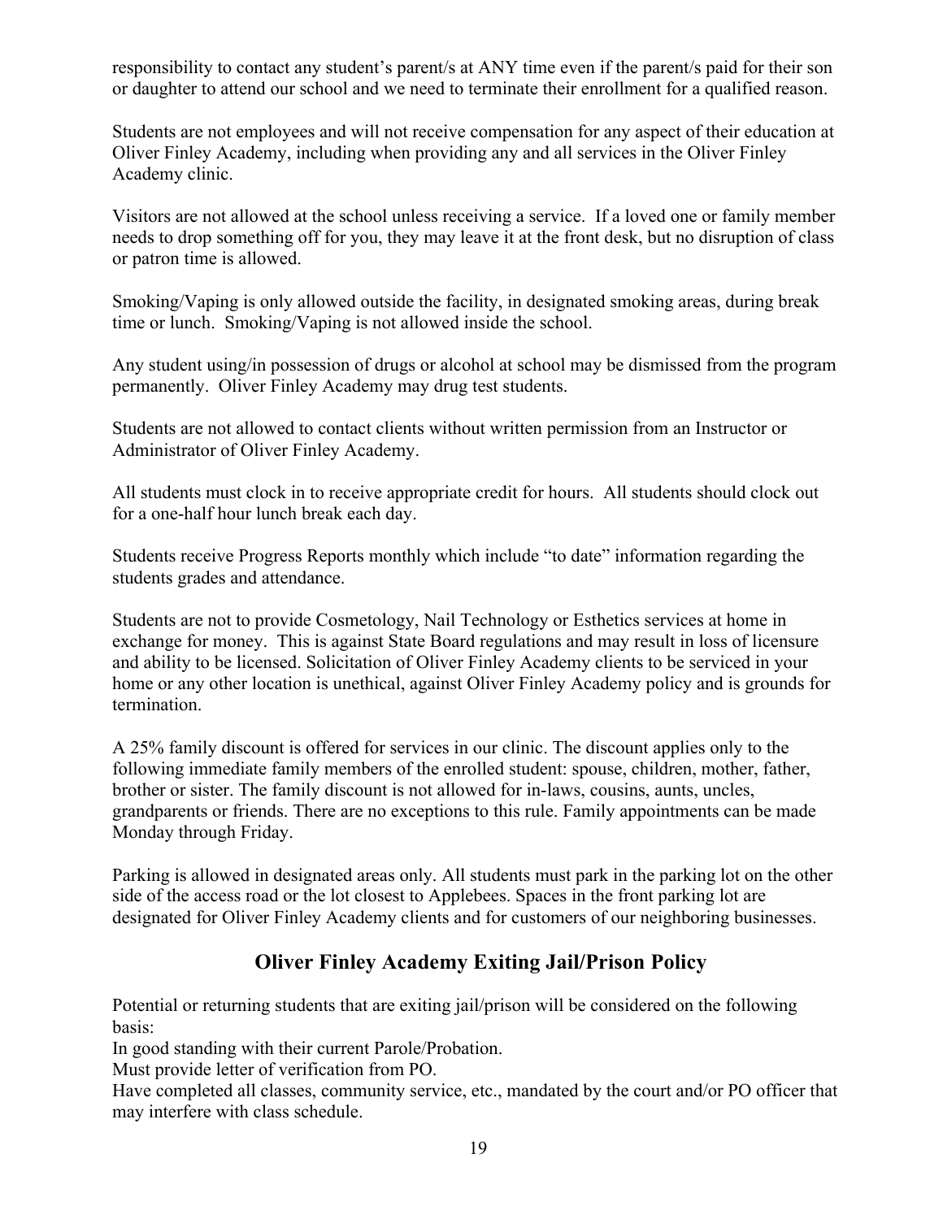responsibility to contact any student's parent/s at ANY time even if the parent/s paid for their son or daughter to attend our school and we need to terminate their enrollment for a qualified reason.

Students are not employees and will not receive compensation for any aspect of their education at Oliver Finley Academy, including when providing any and all services in the Oliver Finley Academy clinic.

Visitors are not allowed at the school unless receiving a service. If a loved one or family member needs to drop something off for you, they may leave it at the front desk, but no disruption of class or patron time is allowed.

Smoking/Vaping is only allowed outside the facility, in designated smoking areas, during break time or lunch. Smoking/Vaping is not allowed inside the school.

Any student using/in possession of drugs or alcohol at school may be dismissed from the program permanently. Oliver Finley Academy may drug test students.

Students are not allowed to contact clients without written permission from an Instructor or Administrator of Oliver Finley Academy.

All students must clock in to receive appropriate credit for hours. All students should clock out for a one-half hour lunch break each day.

Students receive Progress Reports monthly which include "to date" information regarding the students grades and attendance.

Students are not to provide Cosmetology, Nail Technology or Esthetics services at home in exchange for money. This is against State Board regulations and may result in loss of licensure and ability to be licensed. Solicitation of Oliver Finley Academy clients to be serviced in your home or any other location is unethical, against Oliver Finley Academy policy and is grounds for termination.

A 25% family discount is offered for services in our clinic. The discount applies only to the following immediate family members of the enrolled student: spouse, children, mother, father, brother or sister. The family discount is not allowed for in-laws, cousins, aunts, uncles, grandparents or friends. There are no exceptions to this rule. Family appointments can be made Monday through Friday.

Parking is allowed in designated areas only. All students must park in the parking lot on the other side of the access road or the lot closest to Applebees. Spaces in the front parking lot are designated for Oliver Finley Academy clients and for customers of our neighboring businesses.

## Oliver Finley Academy Exiting Jail/Prison Policy

Potential or returning students that are exiting jail/prison will be considered on the following basis:
In good standing with their current Parole/Probation.
Must provide letter of verification from PO.
Have completed all classes, community service, etc., mandated by the court and/or PO officer that may interfere with class schedule.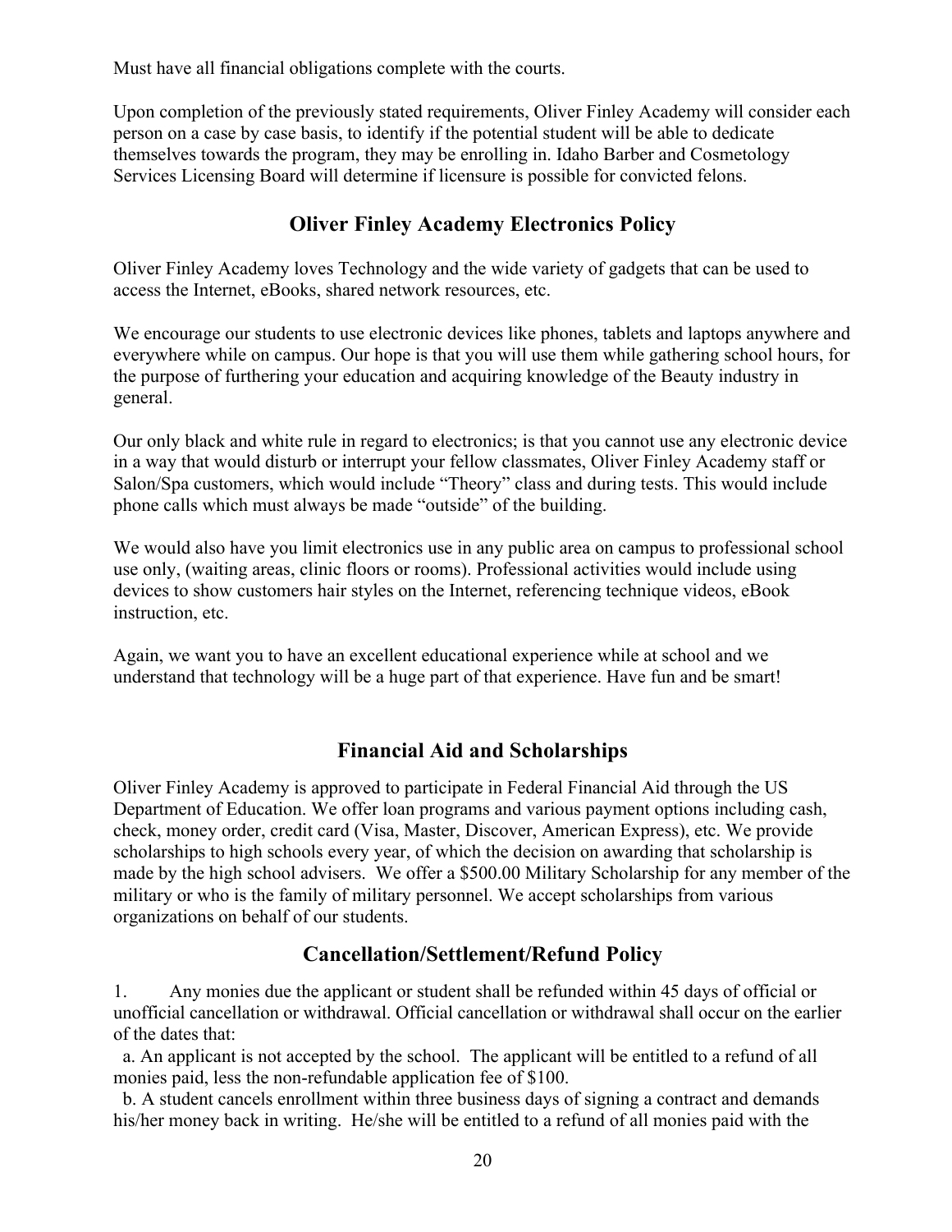Must have all financial obligations complete with the courts.

Upon completion of the previously stated requirements, Oliver Finley Academy will consider each person on a case by case basis, to identify if the potential student will be able to dedicate themselves towards the program, they may be enrolling in. Idaho Barber and Cosmetology Services Licensing Board will determine if licensure is possible for convicted felons.

## Oliver Finley Academy Electronics Policy

Oliver Finley Academy loves Technology and the wide variety of gadgets that can be used to access the Internet, eBooks, shared network resources, etc.

We encourage our students to use electronic devices like phones, tablets and laptops anywhere and everywhere while on campus. Our hope is that you will use them while gathering school hours, for the purpose of furthering your education and acquiring knowledge of the Beauty industry in general.

Our only black and white rule in regard to electronics; is that you cannot use any electronic device in a way that would disturb or interrupt your fellow classmates, Oliver Finley Academy staff or Salon/Spa customers, which would include "Theory" class and during tests. This would include phone calls which must always be made "outside" of the building.

We would also have you limit electronics use in any public area on campus to professional school use only, (waiting areas, clinic floors or rooms). Professional activities would include using devices to show customers hair styles on the Internet, referencing technique videos, eBook instruction, etc.

Again, we want you to have an excellent educational experience while at school and we understand that technology will be a huge part of that experience. Have fun and be smart!

## Financial Aid and Scholarships

Oliver Finley Academy is approved to participate in Federal Financial Aid through the US Department of Education. We offer loan programs and various payment options including cash, check, money order, credit card (Visa, Master, Discover, American Express), etc. We provide scholarships to high schools every year, of which the decision on awarding that scholarship is made by the high school advisers. We offer a $500.00 Military Scholarship for any member of the military or who is the family of military personnel. We accept scholarships from various organizations on behalf of our students.

## Cancellation/Settlement/Refund Policy

1. Any monies due the applicant or student shall be refunded within 45 days of official or unofficial cancellation or withdrawal. Official cancellation or withdrawal shall occur on the earlier of the dates that:
   a. An applicant is not accepted by the school. The applicant will be entitled to a refund of all monies paid, less the non-refundable application fee of $100.
   b. A student cancels enrollment within three business days of signing a contract and demands his/her money back in writing. He/she will be entitled to a refund of all monies paid with the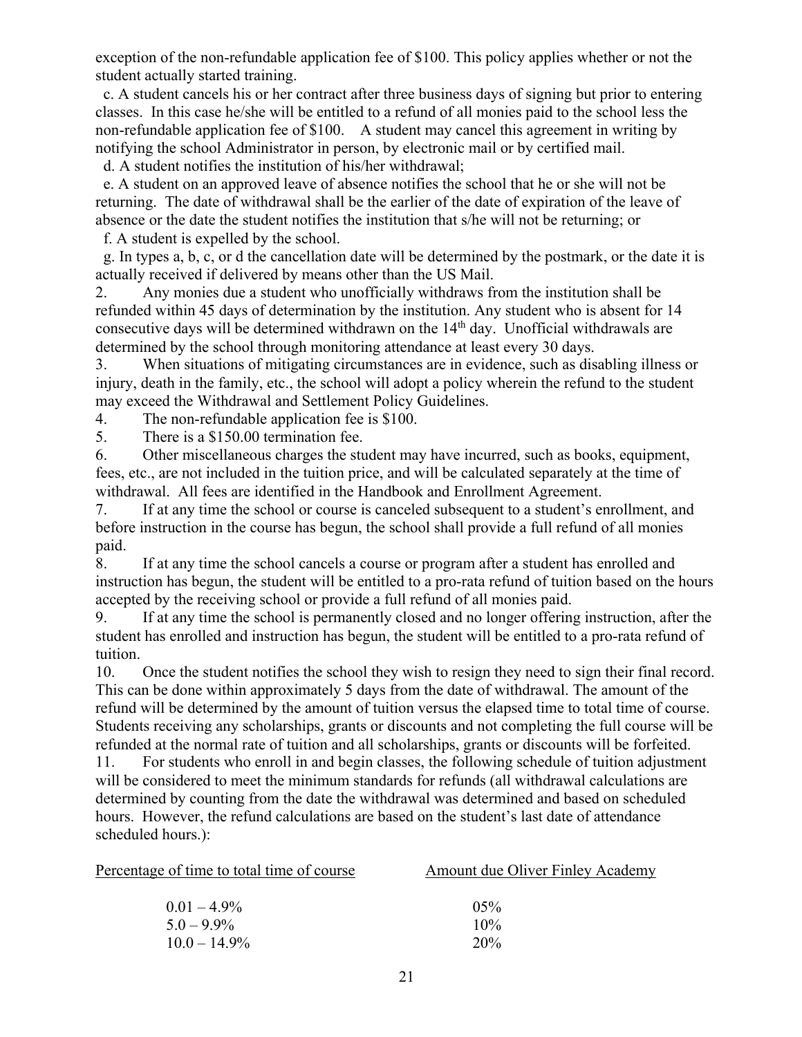exception of the non-refundable application fee of $100. This policy applies whether or not the student actually started training.

c. A student cancels his or her contract after three business days of signing but prior to entering classes. In this case he/she will be entitled to a refund of all monies paid to the school less the non-refundable application fee of $100. A student may cancel this agreement in writing by notifying the school Administrator in person, by electronic mail or by certified mail.

d. A student notifies the institution of his/her withdrawal;

e. A student on an approved leave of absence notifies the school that he or she will not be returning. The date of withdrawal shall be the earlier of the date of expiration of the leave of absence or the date the student notifies the institution that s/he will not be returning; or

f. A student is expelled by the school.

g. In types a, b, c, or d the cancellation date will be determined by the postmark, or the date it is actually received if delivered by means other than the US Mail.

2. Any monies due a student who unofficially withdraws from the institution shall be refunded within 45 days of determination by the institution. Any student who is absent for 14 consecutive days will be determined withdrawn on the 14th day. Unofficial withdrawals are determined by the school through monitoring attendance at least every 30 days.
3. When situations of mitigating circumstances are in evidence, such as disabling illness or injury, death in the family, etc., the school will adopt a policy wherein the refund to the student may exceed the Withdrawal and Settlement Policy Guidelines.
4. The non-refundable application fee is $100.
5. There is a $150.00 termination fee.
6. Other miscellaneous charges the student may have incurred, such as books, equipment, fees, etc., are not included in the tuition price, and will be calculated separately at the time of withdrawal. All fees are identified in the Handbook and Enrollment Agreement.
7. If at any time the school or course is canceled subsequent to a student's enrollment, and before instruction in the course has begun, the school shall provide a full refund of all monies paid.
8. If at any time the school cancels a course or program after a student has enrolled and instruction has begun, the student will be entitled to a pro-rata refund of tuition based on the hours accepted by the receiving school or provide a full refund of all monies paid.
9. If at any time the school is permanently closed and no longer offering instruction, after the student has enrolled and instruction has begun, the student will be entitled to a pro-rata refund of tuition.
10. Once the student notifies the school they wish to resign they need to sign their final record. This can be done within approximately 5 days from the date of withdrawal. The amount of the refund will be determined by the amount of tuition versus the elapsed time to total time of course. Students receiving any scholarships, grants or discounts and not completing the full course will be refunded at the normal rate of tuition and all scholarships, grants or discounts will be forfeited.
11. For students who enroll in and begin classes, the following schedule of tuition adjustment will be considered to meet the minimum standards for refunds (all withdrawal calculations are determined by counting from the date the withdrawal was determined and based on scheduled hours. However, the refund calculations are based on the student's last date of attendance scheduled hours.):

| Percentage of time to total time of course | Amount due Oliver Finley Academy |
|---|---|
| 0.01 – 4.9% | 05% |
| 5.0 – 9.9% | 10% |
| 10.0 – 14.9% | 20% |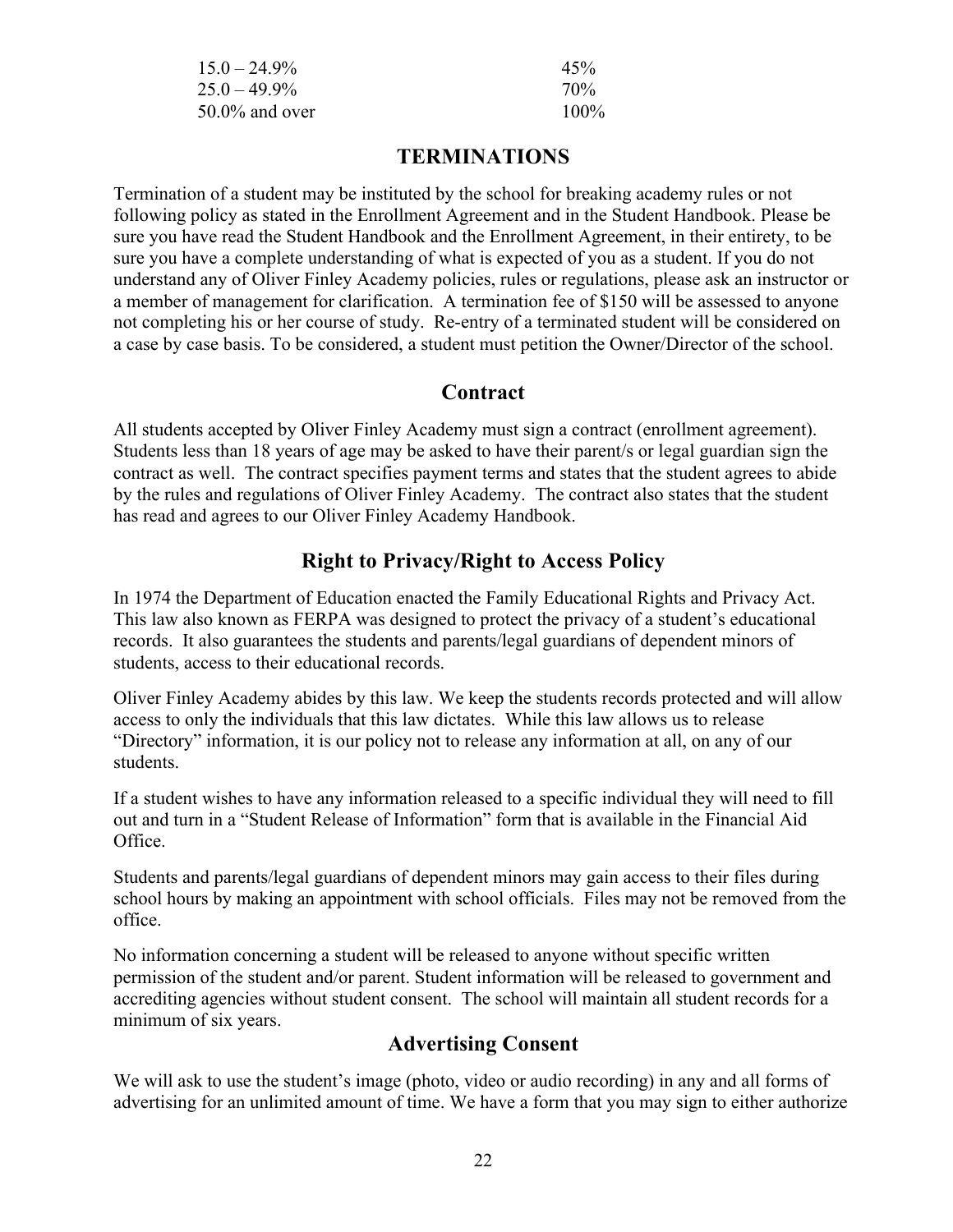| | |
|---|---|
| 15.0 – 24.9% | 45% |
| 25.0 – 49.9% | 70% |
| 50.0% and over | 100% |

## TERMINATIONS

Termination of a student may be instituted by the school for breaking academy rules or not following policy as stated in the Enrollment Agreement and in the Student Handbook. Please be sure you have read the Student Handbook and the Enrollment Agreement, in their entirety, to be sure you have a complete understanding of what is expected of you as a student. If you do not understand any of Oliver Finley Academy policies, rules or regulations, please ask an instructor or a member of management for clarification. A termination fee of $150 will be assessed to anyone not completing his or her course of study. Re-entry of a terminated student will be considered on a case by case basis. To be considered, a student must petition the Owner/Director of the school.

## Contract

All students accepted by Oliver Finley Academy must sign a contract (enrollment agreement). Students less than 18 years of age may be asked to have their parent/s or legal guardian sign the contract as well. The contract specifies payment terms and states that the student agrees to abide by the rules and regulations of Oliver Finley Academy. The contract also states that the student has read and agrees to our Oliver Finley Academy Handbook.

## Right to Privacy/Right to Access Policy

In 1974 the Department of Education enacted the Family Educational Rights and Privacy Act. This law also known as FERPA was designed to protect the privacy of a student's educational records. It also guarantees the students and parents/legal guardians of dependent minors of students, access to their educational records.

Oliver Finley Academy abides by this law. We keep the students records protected and will allow access to only the individuals that this law dictates. While this law allows us to release "Directory" information, it is our policy not to release any information at all, on any of our students.

If a student wishes to have any information released to a specific individual they will need to fill out and turn in a "Student Release of Information" form that is available in the Financial Aid Office.

Students and parents/legal guardians of dependent minors may gain access to their files during school hours by making an appointment with school officials. Files may not be removed from the office.

No information concerning a student will be released to anyone without specific written permission of the student and/or parent. Student information will be released to government and accrediting agencies without student consent. The school will maintain all student records for a minimum of six years.

## Advertising Consent

We will ask to use the student's image (photo, video or audio recording) in any and all forms of advertising for an unlimited amount of time. We have a form that you may sign to either authorize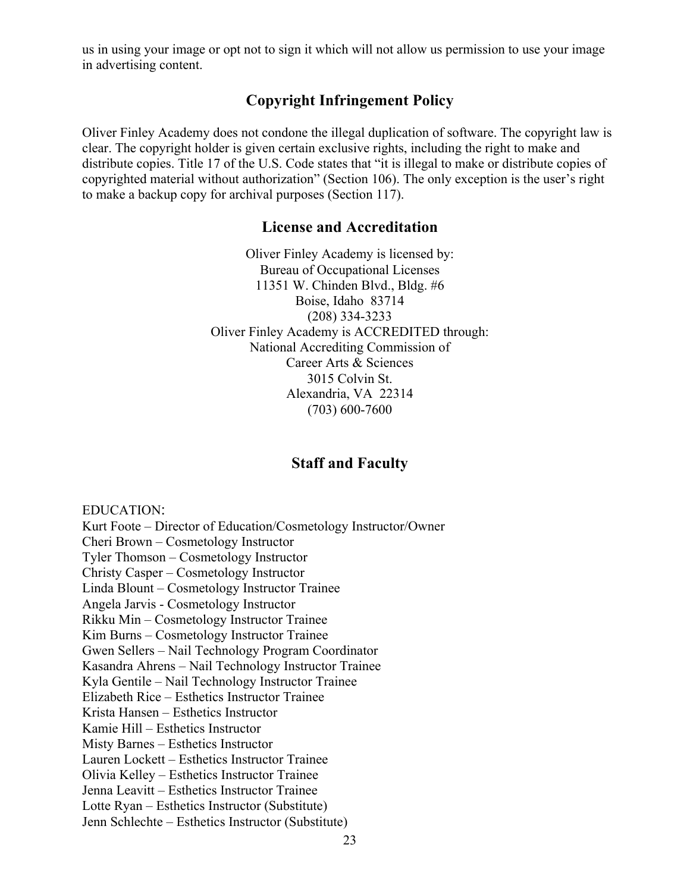us in using your image or opt not to sign it which will not allow us permission to use your image in advertising content.

## Copyright Infringement Policy

Oliver Finley Academy does not condone the illegal duplication of software. The copyright law is clear. The copyright holder is given certain exclusive rights, including the right to make and distribute copies. Title 17 of the U.S. Code states that "it is illegal to make or distribute copies of copyrighted material without authorization" (Section 106). The only exception is the user's right to make a backup copy for archival purposes (Section 117).

## License and Accreditation

Oliver Finley Academy is licensed by:
Bureau of Occupational Licenses
11351 W. Chinden Blvd., Bldg. #6
Boise, Idaho 83714
(208) 334-3233
Oliver Finley Academy is ACCREDITED through:
National Accrediting Commission of
Career Arts & Sciences
3015 Colvin St.
Alexandria, VA 22314
(703) 600-7600

## Staff and Faculty

EDUCATION:
Kurt Foote – Director of Education/Cosmetology Instructor/Owner
Cheri Brown – Cosmetology Instructor
Tyler Thomson – Cosmetology Instructor
Christy Casper – Cosmetology Instructor
Linda Blount – Cosmetology Instructor Trainee
Angela Jarvis - Cosmetology Instructor
Rikku Min – Cosmetology Instructor Trainee
Kim Burns – Cosmetology Instructor Trainee
Gwen Sellers – Nail Technology Program Coordinator
Kasandra Ahrens – Nail Technology Instructor Trainee
Kyla Gentile – Nail Technology Instructor Trainee
Elizabeth Rice – Esthetics Instructor Trainee
Krista Hansen – Esthetics Instructor
Kamie Hill – Esthetics Instructor
Misty Barnes – Esthetics Instructor
Lauren Lockett – Esthetics Instructor Trainee
Olivia Kelley – Esthetics Instructor Trainee
Jenna Leavitt – Esthetics Instructor Trainee
Lotte Ryan – Esthetics Instructor (Substitute)
Jenn Schlechte – Esthetics Instructor (Substitute)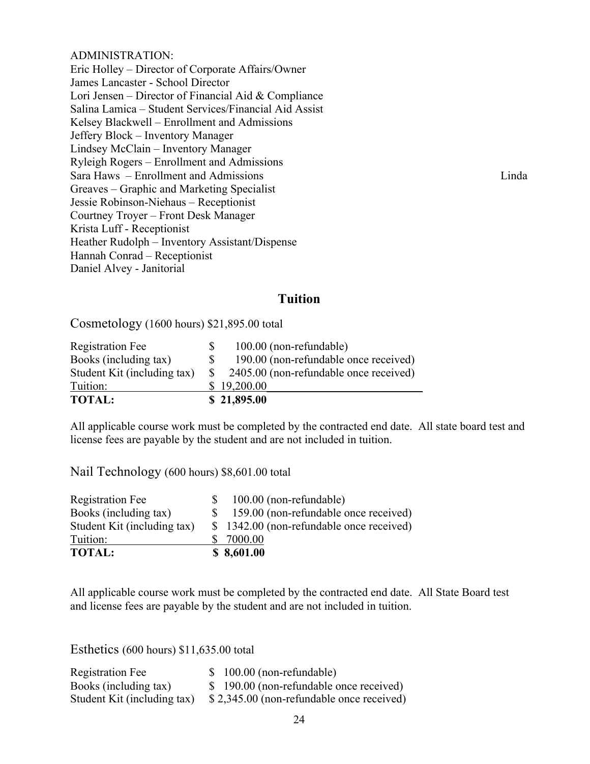ADMINISTRATION:
Eric Holley – Director of Corporate Affairs/Owner
James Lancaster - School Director
Lori Jensen – Director of Financial Aid & Compliance
Salina Lamica – Student Services/Financial Aid Assist
Kelsey Blackwell – Enrollment and Admissions
Jeffery Block – Inventory Manager
Lindsey McClain – Inventory Manager
Ryleigh Rogers – Enrollment and Admissions
Sara Haws – Enrollment and Admissions
Linda Greaves – Graphic and Marketing Specialist
Jessie Robinson-Niehaus – Receptionist
Courtney Troyer – Front Desk Manager
Krista Luff - Receptionist
Heather Rudolph – Inventory Assistant/Dispense
Hannah Conrad – Receptionist
Daniel Alvey - Janitorial

## Tuition

### Cosmetology (1600 hours) $21,895.00 total

| | |
|---|---|
| Registration Fee | $ 100.00 (non-refundable) |
| Books (including tax) | $ 190.00 (non-refundable once received) |
| Student Kit (including tax) | $ 2405.00 (non-refundable once received) |
| Tuition: | $ 19,200.00 |
| **TOTAL:** | **$ 21,895.00** |

All applicable course work must be completed by the contracted end date. All state board test and license fees are payable by the student and are not included in tuition.

### Nail Technology (600 hours) $8,601.00 total

| | |
|---|---|
| Registration Fee | $ 100.00 (non-refundable) |
| Books (including tax) | $ 159.00 (non-refundable once received) |
| Student Kit (including tax) | $ 1342.00 (non-refundable once received) |
| Tuition: | $ 7000.00 |
| **TOTAL:** | **$ 8,601.00** |

All applicable course work must be completed by the contracted end date. All State Board test and license fees are payable by the student and are not included in tuition.

### Esthetics (600 hours) $11,635.00 total

| | |
|---|---|
| Registration Fee | $ 100.00 (non-refundable) |
| Books (including tax) | $ 190.00 (non-refundable once received) |
| Student Kit (including tax) | $ 2,345.00 (non-refundable once received) |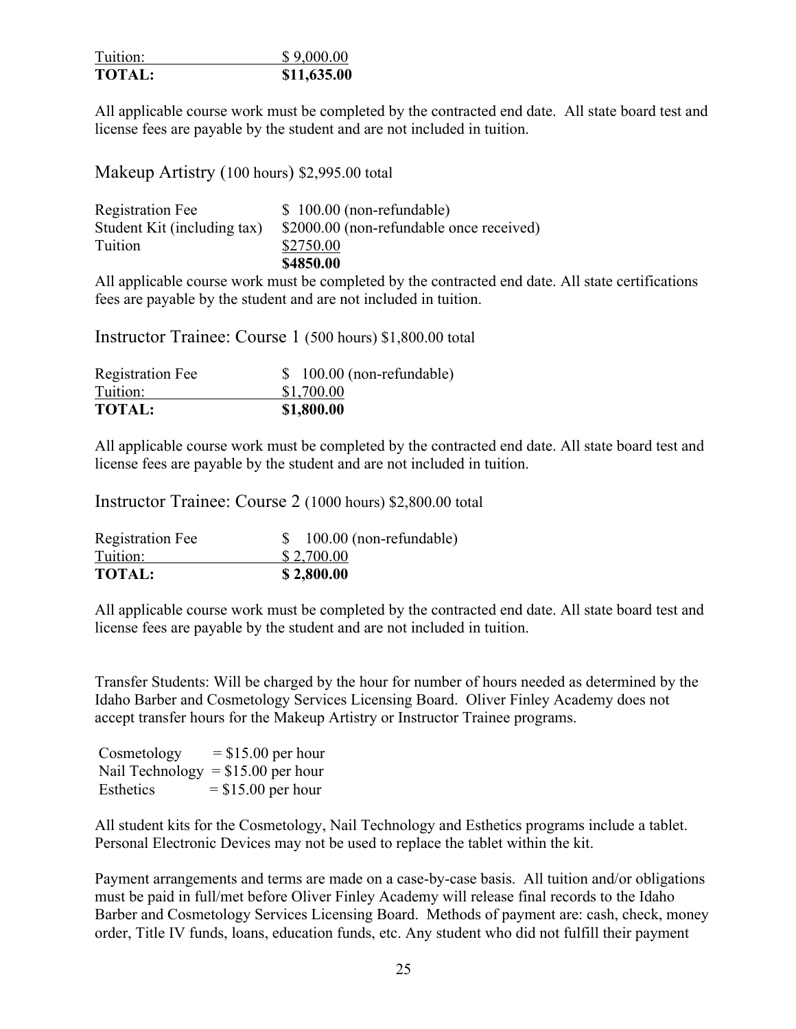| Tuition: | $ 9,000.00 |
|---|---|
| **TOTAL:** | **$11,635.00** |

All applicable course work must be completed by the contracted end date. All state board test and license fees are payable by the student and are not included in tuition.

## Makeup Artistry (100 hours) $2,995.00 total

| Registration Fee | $ 100.00 (non-refundable) |
|---|---|
| Student Kit (including tax) | $2000.00 (non-refundable once received) |
| Tuition | $2750.00 |
| | **$4850.00** |

All applicable course work must be completed by the contracted end date. All state certifications fees are payable by the student and are not included in tuition.

## Instructor Trainee: Course 1 (500 hours) $1,800.00 total

| Registration Fee | $ 100.00 (non-refundable) |
|---|---|
| Tuition: | $1,700.00 |
| **TOTAL:** | **$1,800.00** |

All applicable course work must be completed by the contracted end date. All state board test and license fees are payable by the student and are not included in tuition.

## Instructor Trainee: Course 2 (1000 hours) $2,800.00 total

| Registration Fee | $ 100.00 (non-refundable) |
|---|---|
| Tuition: | $ 2,700.00 |
| **TOTAL:** | **$ 2,800.00** |

All applicable course work must be completed by the contracted end date. All state board test and license fees are payable by the student and are not included in tuition.

Transfer Students: Will be charged by the hour for number of hours needed as determined by the Idaho Barber and Cosmetology Services Licensing Board. Oliver Finley Academy does not accept transfer hours for the Makeup Artistry or Instructor Trainee programs.

Cosmetology = $15.00 per hour
Nail Technology = $15.00 per hour
Esthetics = $15.00 per hour

All student kits for the Cosmetology, Nail Technology and Esthetics programs include a tablet. Personal Electronic Devices may not be used to replace the tablet within the kit.

Payment arrangements and terms are made on a case-by-case basis. All tuition and/or obligations must be paid in full/met before Oliver Finley Academy will release final records to the Idaho Barber and Cosmetology Services Licensing Board. Methods of payment are: cash, check, money order, Title IV funds, loans, education funds, etc. Any student who did not fulfill their payment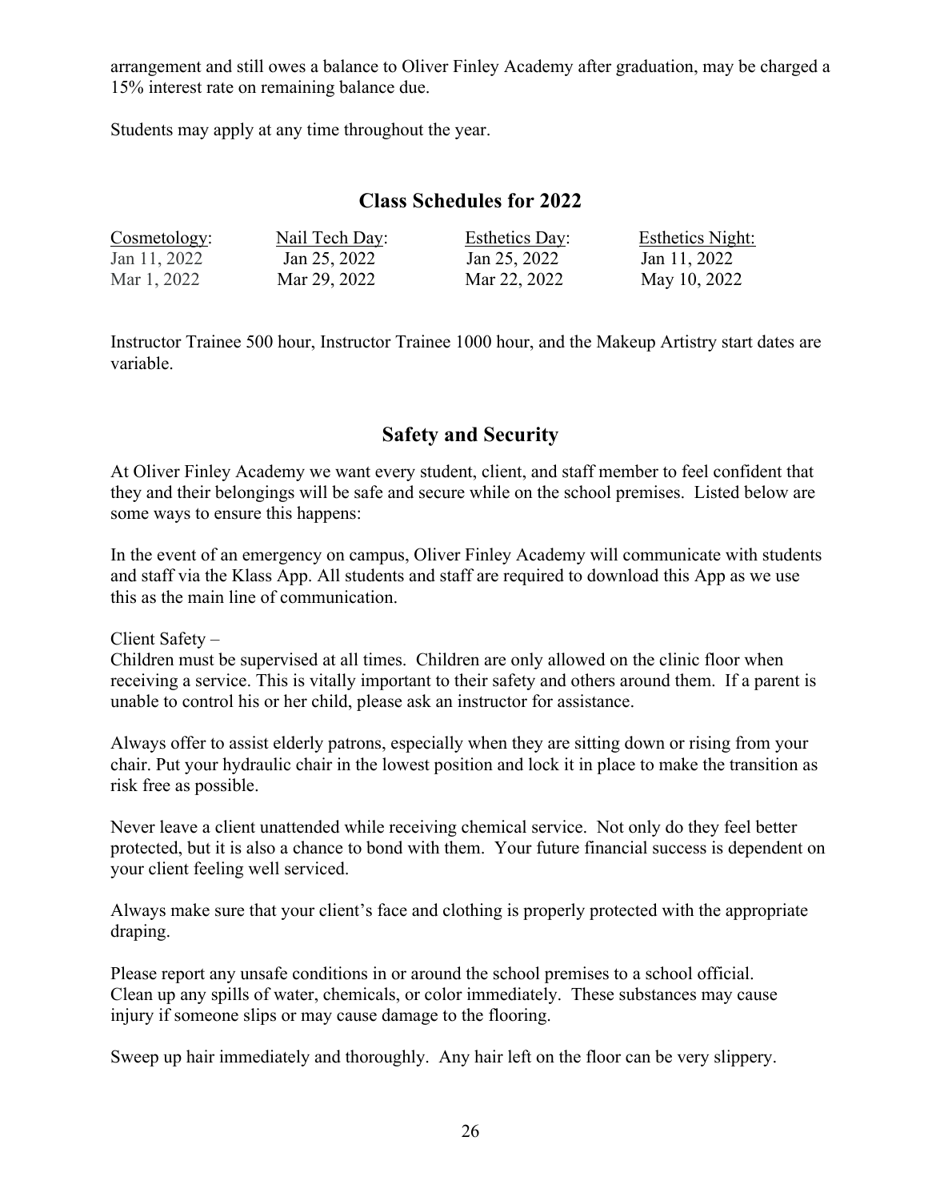arrangement and still owes a balance to Oliver Finley Academy after graduation, may be charged a 15% interest rate on remaining balance due.

Students may apply at any time throughout the year.

## Class Schedules for 2022

| Cosmetology: | Nail Tech Day: | Esthetics Day: | Esthetics Night: |
|---|---|---|---|
| Jan 11, 2022 | Jan 25, 2022 | Jan 25, 2022 | Jan 11, 2022 |
| Mar 1, 2022 | Mar 29, 2022 | Mar 22, 2022 | May 10, 2022 |

Instructor Trainee 500 hour, Instructor Trainee 1000 hour, and the Makeup Artistry start dates are variable.

## Safety and Security

At Oliver Finley Academy we want every student, client, and staff member to feel confident that they and their belongings will be safe and secure while on the school premises. Listed below are some ways to ensure this happens:

In the event of an emergency on campus, Oliver Finley Academy will communicate with students and staff via the Klass App. All students and staff are required to download this App as we use this as the main line of communication.

Client Safety –
Children must be supervised at all times. Children are only allowed on the clinic floor when receiving a service. This is vitally important to their safety and others around them. If a parent is unable to control his or her child, please ask an instructor for assistance.

Always offer to assist elderly patrons, especially when they are sitting down or rising from your chair. Put your hydraulic chair in the lowest position and lock it in place to make the transition as risk free as possible.

Never leave a client unattended while receiving chemical service. Not only do they feel better protected, but it is also a chance to bond with them. Your future financial success is dependent on your client feeling well serviced.

Always make sure that your client's face and clothing is properly protected with the appropriate draping.

Please report any unsafe conditions in or around the school premises to a school official.
Clean up any spills of water, chemicals, or color immediately. These substances may cause injury if someone slips or may cause damage to the flooring.

Sweep up hair immediately and thoroughly. Any hair left on the floor can be very slippery.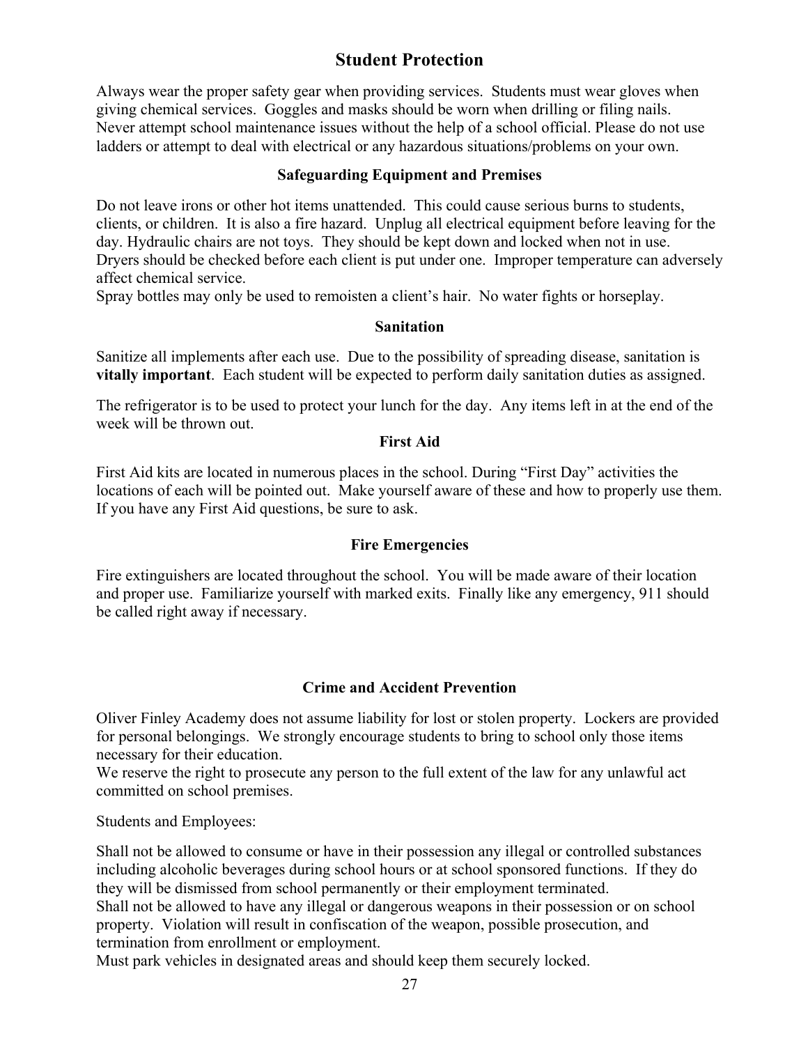## Student Protection

Always wear the proper safety gear when providing services. Students must wear gloves when giving chemical services. Goggles and masks should be worn when drilling or filing nails. Never attempt school maintenance issues without the help of a school official. Please do not use ladders or attempt to deal with electrical or any hazardous situations/problems on your own.

### Safeguarding Equipment and Premises

Do not leave irons or other hot items unattended. This could cause serious burns to students, clients, or children. It is also a fire hazard. Unplug all electrical equipment before leaving for the day. Hydraulic chairs are not toys. They should be kept down and locked when not in use. Dryers should be checked before each client is put under one. Improper temperature can adversely affect chemical service.
Spray bottles may only be used to remoisten a client's hair. No water fights or horseplay.

### Sanitation

Sanitize all implements after each use. Due to the possibility of spreading disease, sanitation is **vitally important**. Each student will be expected to perform daily sanitation duties as assigned.

The refrigerator is to be used to protect your lunch for the day. Any items left in at the end of the week will be thrown out.

### First Aid

First Aid kits are located in numerous places in the school. During "First Day" activities the locations of each will be pointed out. Make yourself aware of these and how to properly use them. If you have any First Aid questions, be sure to ask.

### Fire Emergencies

Fire extinguishers are located throughout the school. You will be made aware of their location and proper use. Familiarize yourself with marked exits. Finally like any emergency, 911 should be called right away if necessary.

### Crime and Accident Prevention

Oliver Finley Academy does not assume liability for lost or stolen property. Lockers are provided for personal belongings. We strongly encourage students to bring to school only those items necessary for their education.
We reserve the right to prosecute any person to the full extent of the law for any unlawful act committed on school premises.

Students and Employees:

Shall not be allowed to consume or have in their possession any illegal or controlled substances including alcoholic beverages during school hours or at school sponsored functions. If they do they will be dismissed from school permanently or their employment terminated.
Shall not be allowed to have any illegal or dangerous weapons in their possession or on school property. Violation will result in confiscation of the weapon, possible prosecution, and termination from enrollment or employment.
Must park vehicles in designated areas and should keep them securely locked.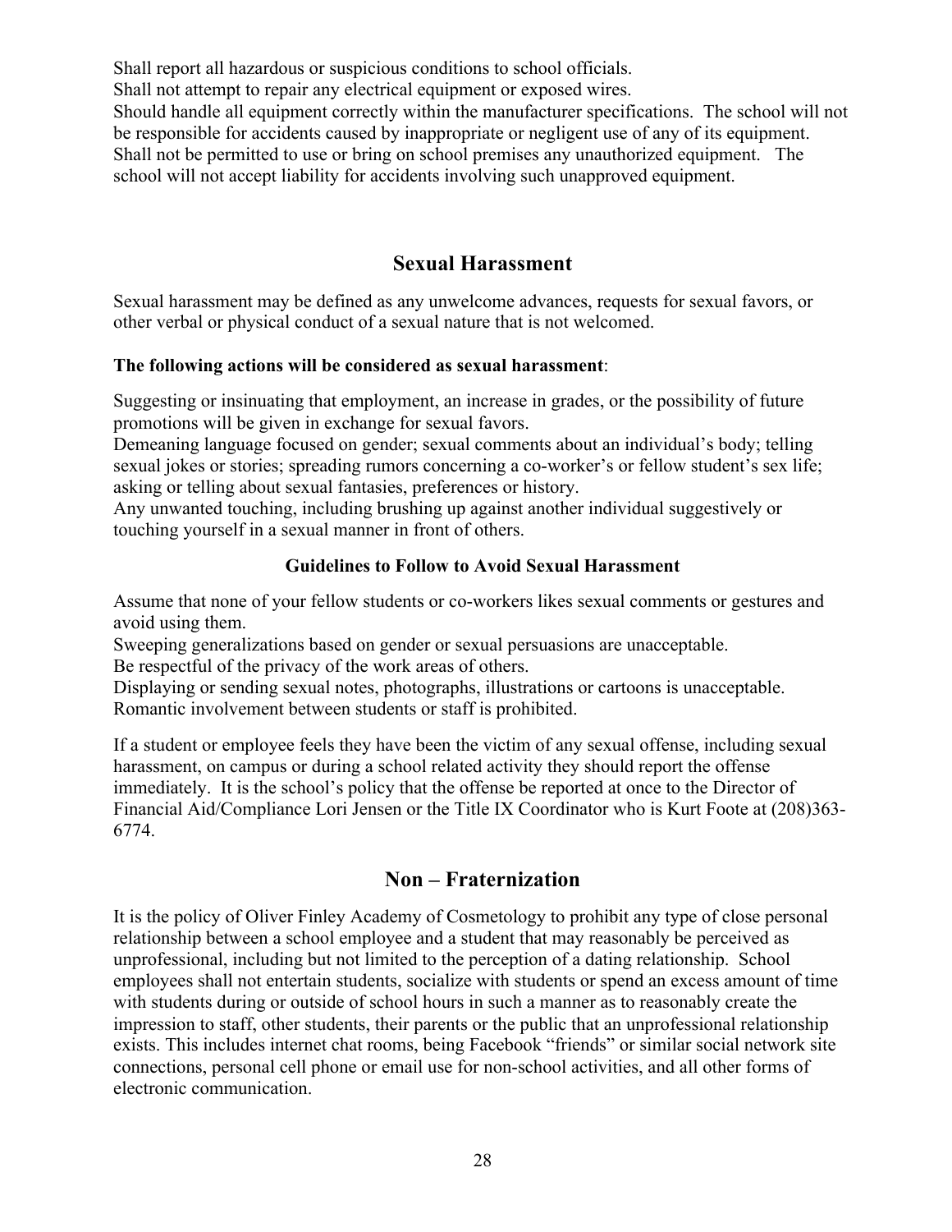Shall report all hazardous or suspicious conditions to school officials.
Shall not attempt to repair any electrical equipment or exposed wires.
Should handle all equipment correctly within the manufacturer specifications. The school will not be responsible for accidents caused by inappropriate or negligent use of any of its equipment.
Shall not be permitted to use or bring on school premises any unauthorized equipment. The school will not accept liability for accidents involving such unapproved equipment.

## Sexual Harassment

Sexual harassment may be defined as any unwelcome advances, requests for sexual favors, or other verbal or physical conduct of a sexual nature that is not welcomed.

**The following actions will be considered as sexual harassment**:

Suggesting or insinuating that employment, an increase in grades, or the possibility of future promotions will be given in exchange for sexual favors.
Demeaning language focused on gender; sexual comments about an individual's body; telling sexual jokes or stories; spreading rumors concerning a co-worker's or fellow student's sex life; asking or telling about sexual fantasies, preferences or history.
Any unwanted touching, including brushing up against another individual suggestively or touching yourself in a sexual manner in front of others.

### Guidelines to Follow to Avoid Sexual Harassment

Assume that none of your fellow students or co-workers likes sexual comments or gestures and avoid using them.
Sweeping generalizations based on gender or sexual persuasions are unacceptable.
Be respectful of the privacy of the work areas of others.
Displaying or sending sexual notes, photographs, illustrations or cartoons is unacceptable.
Romantic involvement between students or staff is prohibited.

If a student or employee feels they have been the victim of any sexual offense, including sexual harassment, on campus or during a school related activity they should report the offense immediately. It is the school's policy that the offense be reported at once to the Director of Financial Aid/Compliance Lori Jensen or the Title IX Coordinator who is Kurt Foote at (208)363-6774.

## Non – Fraternization

It is the policy of Oliver Finley Academy of Cosmetology to prohibit any type of close personal relationship between a school employee and a student that may reasonably be perceived as unprofessional, including but not limited to the perception of a dating relationship. School employees shall not entertain students, socialize with students or spend an excess amount of time with students during or outside of school hours in such a manner as to reasonably create the impression to staff, other students, their parents or the public that an unprofessional relationship exists. This includes internet chat rooms, being Facebook "friends" or similar social network site connections, personal cell phone or email use for non-school activities, and all other forms of electronic communication.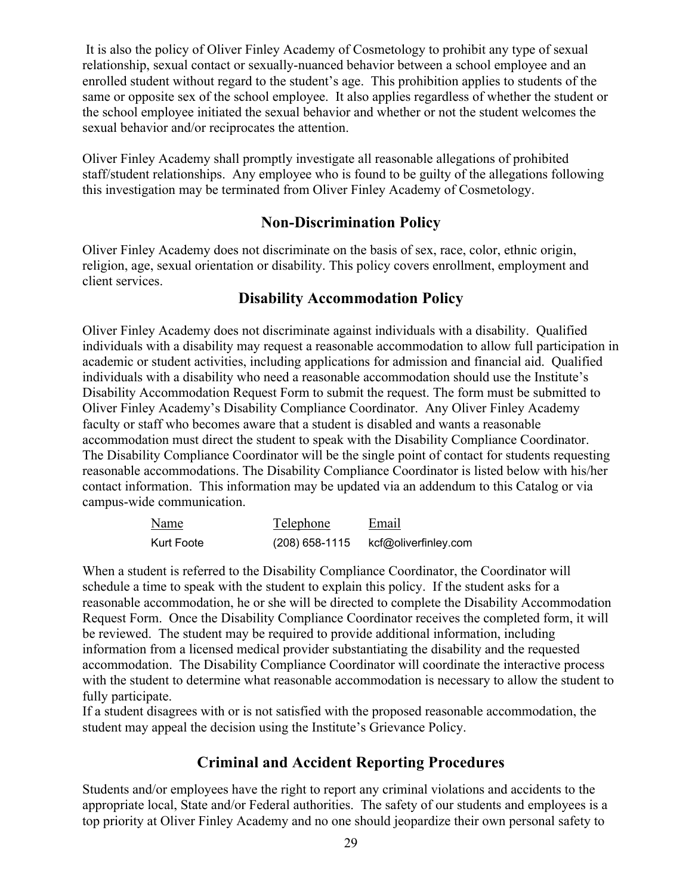It is also the policy of Oliver Finley Academy of Cosmetology to prohibit any type of sexual relationship, sexual contact or sexually-nuanced behavior between a school employee and an enrolled student without regard to the student's age. This prohibition applies to students of the same or opposite sex of the school employee. It also applies regardless of whether the student or the school employee initiated the sexual behavior and whether or not the student welcomes the sexual behavior and/or reciprocates the attention.

Oliver Finley Academy shall promptly investigate all reasonable allegations of prohibited staff/student relationships. Any employee who is found to be guilty of the allegations following this investigation may be terminated from Oliver Finley Academy of Cosmetology.

## Non-Discrimination Policy

Oliver Finley Academy does not discriminate on the basis of sex, race, color, ethnic origin, religion, age, sexual orientation or disability. This policy covers enrollment, employment and client services.

## Disability Accommodation Policy

Oliver Finley Academy does not discriminate against individuals with a disability. Qualified individuals with a disability may request a reasonable accommodation to allow full participation in academic or student activities, including applications for admission and financial aid. Qualified individuals with a disability who need a reasonable accommodation should use the Institute's Disability Accommodation Request Form to submit the request. The form must be submitted to Oliver Finley Academy's Disability Compliance Coordinator. Any Oliver Finley Academy faculty or staff who becomes aware that a student is disabled and wants a reasonable accommodation must direct the student to speak with the Disability Compliance Coordinator. The Disability Compliance Coordinator will be the single point of contact for students requesting reasonable accommodations. The Disability Compliance Coordinator is listed below with his/her contact information. This information may be updated via an addendum to this Catalog or via campus-wide communication.

| Name | Telephone | Email |
|---|---|---|
| Kurt Foote | (208) 658-1115 | kcf@oliverfinley.com |

When a student is referred to the Disability Compliance Coordinator, the Coordinator will schedule a time to speak with the student to explain this policy. If the student asks for a reasonable accommodation, he or she will be directed to complete the Disability Accommodation Request Form. Once the Disability Compliance Coordinator receives the completed form, it will be reviewed. The student may be required to provide additional information, including information from a licensed medical provider substantiating the disability and the requested accommodation. The Disability Compliance Coordinator will coordinate the interactive process with the student to determine what reasonable accommodation is necessary to allow the student to fully participate.

If a student disagrees with or is not satisfied with the proposed reasonable accommodation, the student may appeal the decision using the Institute's Grievance Policy.

## Criminal and Accident Reporting Procedures

Students and/or employees have the right to report any criminal violations and accidents to the appropriate local, State and/or Federal authorities. The safety of our students and employees is a top priority at Oliver Finley Academy and no one should jeopardize their own personal safety to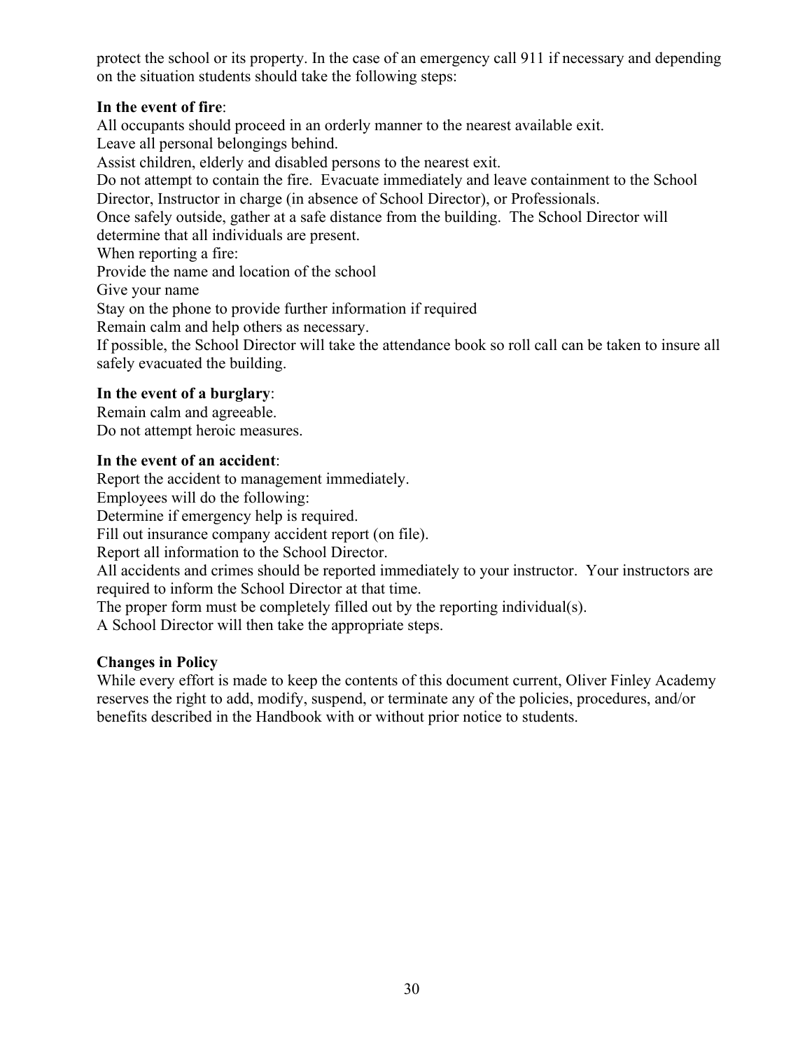protect the school or its property. In the case of an emergency call 911 if necessary and depending on the situation students should take the following steps:

**In the event of fire**:

All occupants should proceed in an orderly manner to the nearest available exit.
Leave all personal belongings behind.
Assist children, elderly and disabled persons to the nearest exit.
Do not attempt to contain the fire.  Evacuate immediately and leave containment to the School Director, Instructor in charge (in absence of School Director), or Professionals.
Once safely outside, gather at a safe distance from the building.  The School Director will determine that all individuals are present.
When reporting a fire:
Provide the name and location of the school
Give your name
Stay on the phone to provide further information if required
Remain calm and help others as necessary.
If possible, the School Director will take the attendance book so roll call can be taken to insure all safely evacuated the building.

**In the event of a burglary**:

Remain calm and agreeable.
Do not attempt heroic measures.

**In the event of an accident**:

Report the accident to management immediately.
Employees will do the following:
Determine if emergency help is required.
Fill out insurance company accident report (on file).
Report all information to the School Director.
All accidents and crimes should be reported immediately to your instructor.  Your instructors are required to inform the School Director at that time.
The proper form must be completely filled out by the reporting individual(s).
A School Director will then take the appropriate steps.

**Changes in Policy**

While every effort is made to keep the contents of this document current, Oliver Finley Academy reserves the right to add, modify, suspend, or terminate any of the policies, procedures, and/or benefits described in the Handbook with or without prior notice to students.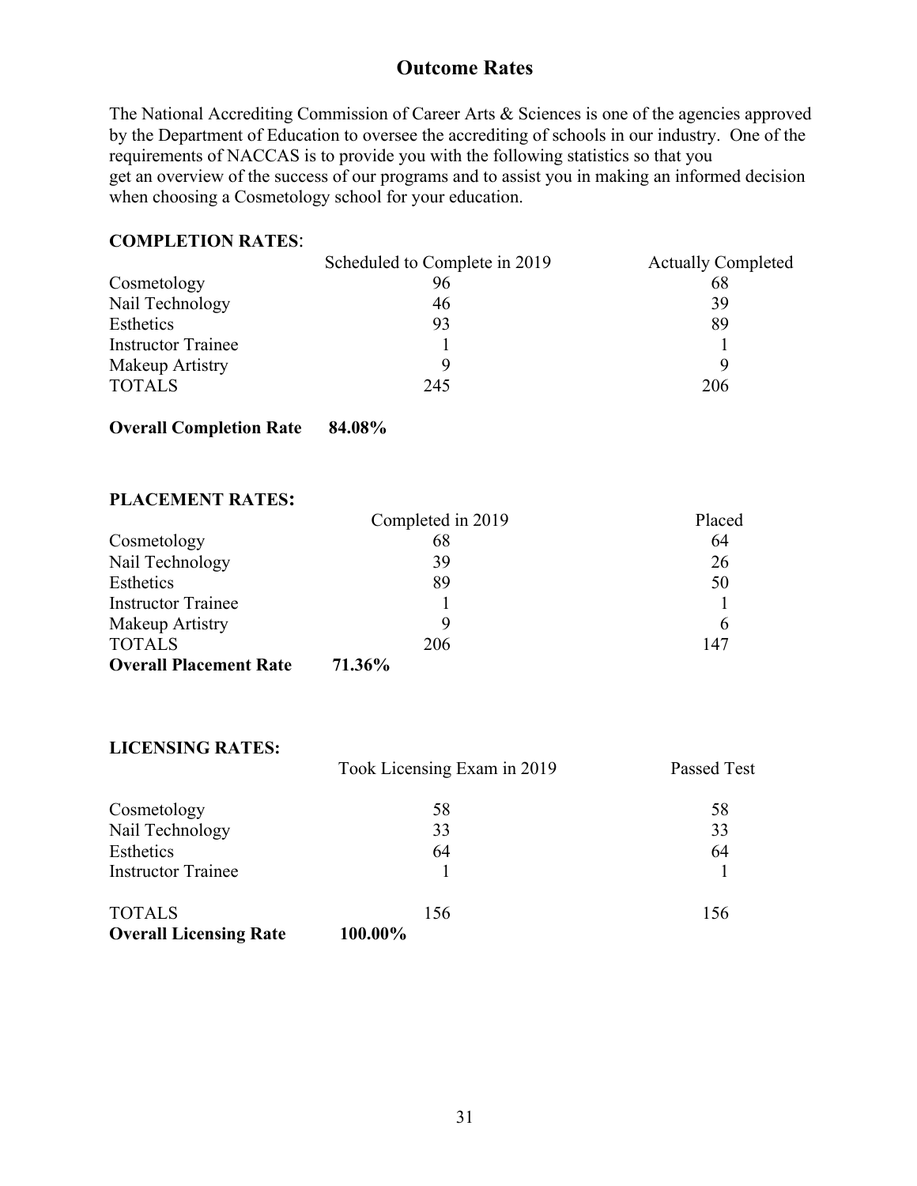## Outcome Rates

The National Accrediting Commission of Career Arts & Sciences is one of the agencies approved by the Department of Education to oversee the accrediting of schools in our industry. One of the requirements of NACCAS is to provide you with the following statistics so that you get an overview of the success of our programs and to assist you in making an informed decision when choosing a Cosmetology school for your education.

**COMPLETION RATES**:

| | Scheduled to Complete in 2019 | Actually Completed |
|---|---|---|
| Cosmetology | 96 | 68 |
| Nail Technology | 46 | 39 |
| Esthetics | 93 | 89 |
| Instructor Trainee | 1 | 1 |
| Makeup Artistry | 9 | 9 |
| TOTALS | 245 | 206 |

**Overall Completion Rate 84.08%**

**PLACEMENT RATES:**

| | Completed in 2019 | Placed |
|---|---|---|
| Cosmetology | 68 | 64 |
| Nail Technology | 39 | 26 |
| Esthetics | 89 | 50 |
| Instructor Trainee | 1 | 1 |
| Makeup Artistry | 9 | 6 |
| TOTALS | 206 | 147 |
| **Overall Placement Rate** | **71.36%** | |

**LICENSING RATES:**

| | Took Licensing Exam in 2019 | Passed Test |
|---|---|---|
| Cosmetology | 58 | 58 |
| Nail Technology | 33 | 33 |
| Esthetics | 64 | 64 |
| Instructor Trainee | 1 | 1 |
| TOTALS | 156 | 156 |
| **Overall Licensing Rate** | **100.00%** | |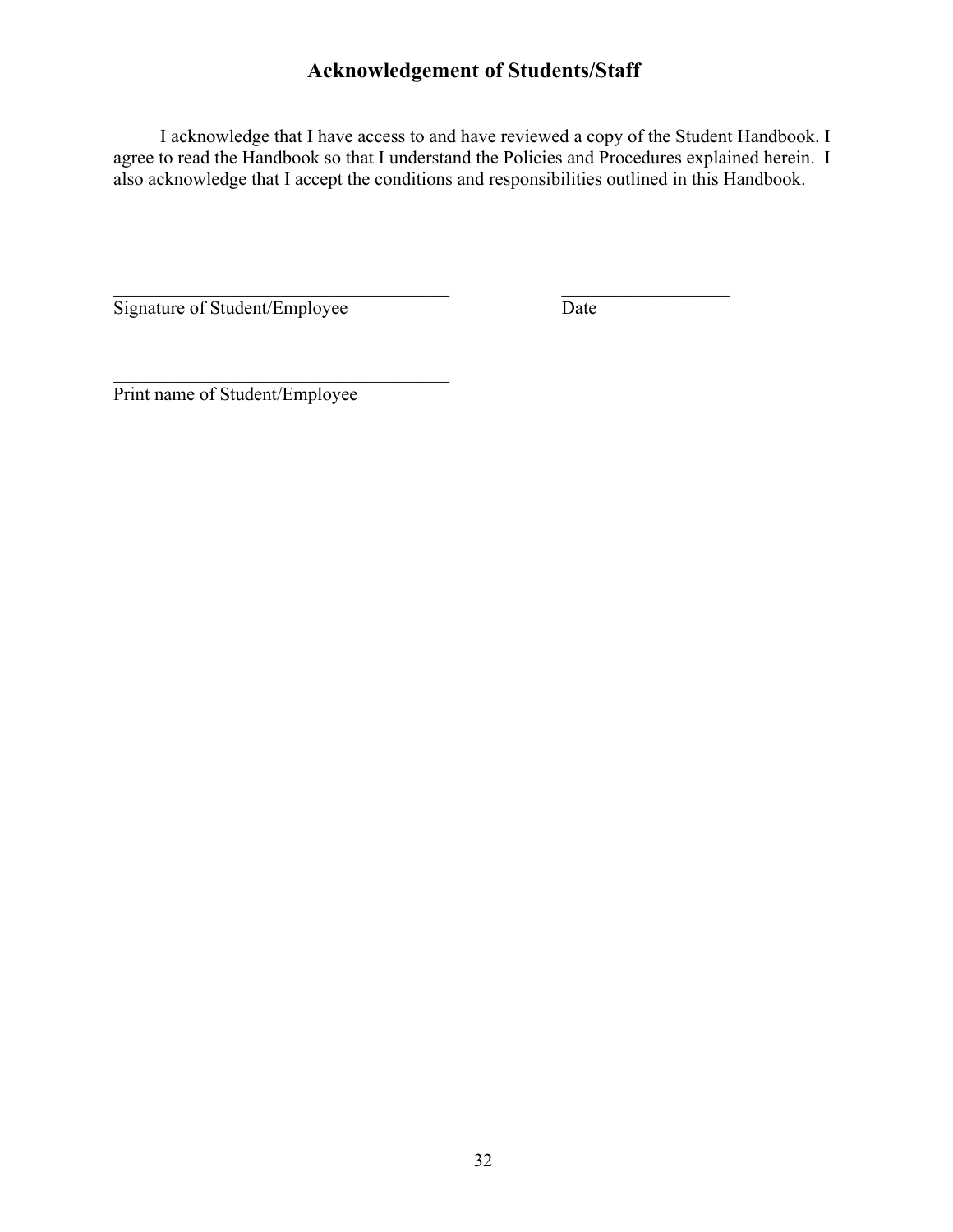## Acknowledgement of Students/Staff

I acknowledge that I have access to and have reviewed a copy of the Student Handbook. I agree to read the Handbook so that I understand the Policies and Procedures explained herein. I also acknowledge that I accept the conditions and responsibilities outlined in this Handbook.

_____________________________________ ___________________

Signature of Student/Employee Date

_____________________________________

Print name of Student/Employee